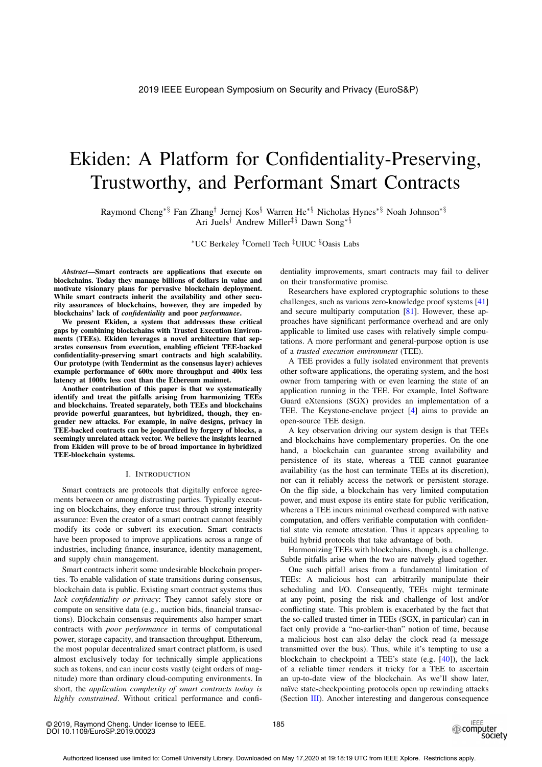# Ekiden: A Platform for Confidentiality-Preserving, Trustworthy, and Performant Smart Contracts

Raymond Cheng[∗§] Fan Zhang[†] Jernej Kos[§] Warren He[∗§] Nicholas Hynes[∗§] Noah Johnson[∗§] Ari Juels[†] Andrew Miller[‡§] Dawn Song[∗§]

[∗]UC Berkeley [†]Cornell Tech [‡]UIUC [§]Oasis Labs

***Abstract*—Smart contracts are applications that execute on blockchains. Today they manage billions of dollars in value and motivate visionary plans for pervasive blockchain deployment. While smart contracts inherit the availability and other security assurances of blockchains, however, they are impeded by blockchains' lack of *confidentiality* and poor *performance*.**

**We present Ekiden, a system that addresses these critical gaps by combining blockchains with Trusted Execution Environments (TEEs). Ekiden leverages a novel architecture that separates consensus from execution, enabling efficient TEE-backed confidentiality-preserving smart contracts and high scalability. Our prototype (with Tendermint as the consensus layer) achieves example performance of 600x more throughput and 400x less latency at 1000x less cost than the Ethereum mainnet.**

**Another contribution of this paper is that we systematically identify and treat the pitfalls arising from harmonizing TEEs and blockchains. Treated separately, both TEEs and blockchains provide powerful guarantees, but hybridized, though, they engender new attacks. For example, in naïve designs, privacy in TEE-backed contracts can be jeopardized by forgery of blocks, a seemingly unrelated attack vector. We believe the insights learned from Ekiden will prove to be of broad importance in hybridized TEE-blockchain systems.**

## I. Introduction

Smart contracts are protocols that digitally enforce agreements between or among distrusting parties. Typically executing on blockchains, they enforce trust through strong integrity assurance: Even the creator of a smart contract cannot feasibly modify its code or subvert its execution. Smart contracts have been proposed to improve applications across a range of industries, including finance, insurance, identity management, and supply chain management.

Smart contracts inherit some undesirable blockchain properties. To enable validation of state transitions during consensus, blockchain data is public. Existing smart contract systems thus *lack confidentiality or privacy*: They cannot safely store or compute on sensitive data (e.g., auction bids, financial transactions). Blockchain consensus requirements also hamper smart contracts with *poor performance* in terms of computational power, storage capacity, and transaction throughput. Ethereum, the most popular decentralized smart contract platform, is used almost exclusively today for technically simple applications such as tokens, and can incur costs vastly (eight orders of magnitude) more than ordinary cloud-computing environments. In short, the *application complexity of smart contracts today is highly constrained*. Without critical performance and confidentiality improvements, smart contracts may fail to deliver on their transformative promise.

Researchers have explored cryptographic solutions to these challenges, such as various zero-knowledge proof systems [41] and secure multiparty computation [81]. However, these approaches have significant performance overhead and are only applicable to limited use cases with relatively simple computations. A more performant and general-purpose option is use of a *trusted execution environment* (TEE).

A TEE provides a fully isolated environment that prevents other software applications, the operating system, and the host owner from tampering with or even learning the state of an application running in the TEE. For example, Intel Software Guard eXtensions (SGX) provides an implementation of a TEE. The Keystone-enclave project [4] aims to provide an open-source TEE design.

A key observation driving our system design is that TEEs and blockchains have complementary properties. On the one hand, a blockchain can guarantee strong availability and persistence of its state, whereas a TEE cannot guarantee availability (as the host can terminate TEEs at its discretion), nor can it reliably access the network or persistent storage. On the flip side, a blockchain has very limited computation power, and must expose its entire state for public verification, whereas a TEE incurs minimal overhead compared with native computation, and offers verifiable computation with confidential state via remote attestation. Thus it appears appealing to build hybrid protocols that take advantage of both.

Harmonizing TEEs with blockchains, though, is a challenge. Subtle pitfalls arise when the two are naïvely glued together.

One such pitfall arises from a fundamental limitation of TEEs: A malicious host can arbitrarily manipulate their scheduling and I/O. Consequently, TEEs might terminate at any point, posing the risk and challenge of lost and/or conflicting state. This problem is exacerbated by the fact that the so-called trusted timer in TEEs (SGX, in particular) can in fact only provide a "no-earlier-than" notion of time, because a malicious host can also delay the clock read (a message transmitted over the bus). Thus, while it's tempting to use a blockchain to checkpoint a TEE's state (e.g. [40]), the lack of a reliable timer renders it tricky for a TEE to ascertain an up-to-date view of the blockchain. As we'll show later, naïve state-checkpointing protocols open up rewinding attacks (Section III). Another interesting and dangerous consequence

© 2019, Raymond Cheng. Under license to IEEE.
DOI 10.1109/EuroSP.2019.00023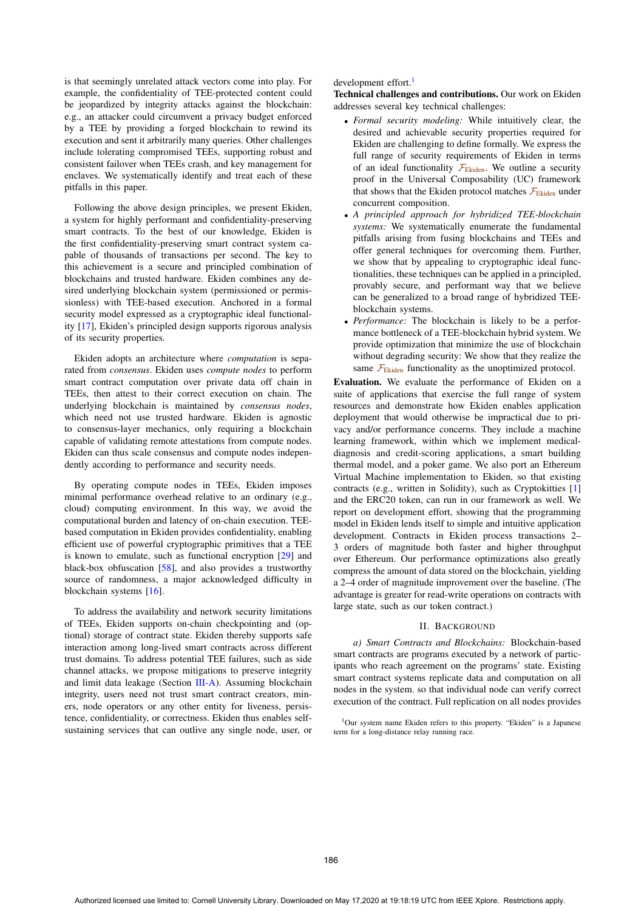is that seemingly unrelated attack vectors come into play. For example, the confidentiality of TEE-protected content could be jeopardized by integrity attacks against the blockchain: e.g., an attacker could circumvent a privacy budget enforced by a TEE by providing a forged blockchain to rewind its execution and sent it arbitrarily many queries. Other challenges include tolerating compromised TEEs, supporting robust and consistent failover when TEEs crash, and key management for enclaves. We systematically identify and treat each of these pitfalls in this paper.

Following the above design principles, we present Ekiden, a system for highly performant and confidentiality-preserving smart contracts. To the best of our knowledge, Ekiden is the first confidentiality-preserving smart contract system capable of thousands of transactions per second. The key to this achievement is a secure and principled combination of blockchains and trusted hardware. Ekiden combines any desired underlying blockchain system (permissioned or permissionless) with TEE-based execution. Anchored in a formal security model expressed as a cryptographic ideal functionality [17], Ekiden's principled design supports rigorous analysis of its security properties.

Ekiden adopts an architecture where *computation* is separated from *consensus*. Ekiden uses *compute nodes* to perform smart contract computation over private data off chain in TEEs, then attest to their correct execution on chain. The underlying blockchain is maintained by *consensus nodes*, which need not use trusted hardware. Ekiden is agnostic to consensus-layer mechanics, only requiring a blockchain capable of validating remote attestations from compute nodes. Ekiden can thus scale consensus and compute nodes independently according to performance and security needs.

By operating compute nodes in TEEs, Ekiden imposes minimal performance overhead relative to an ordinary (e.g., cloud) computing environment. In this way, we avoid the computational burden and latency of on-chain execution. TEE-based computation in Ekiden provides confidentiality, enabling efficient use of powerful cryptographic primitives that a TEE is known to emulate, such as functional encryption [29] and black-box obfuscation [58], and also provides a trustworthy source of randomness, a major acknowledged difficulty in blockchain systems [16].

To address the availability and network security limitations of TEEs, Ekiden supports on-chain checkpointing and (optional) storage of contract state. Ekiden thereby supports safe interaction among long-lived smart contracts across different trust domains. To address potential TEE failures, such as side channel attacks, we propose mitigations to preserve integrity and limit data leakage (Section III-A). Assuming blockchain integrity, users need not trust smart contract creators, miners, node operators or any other entity for liveness, persistence, confidentiality, or correctness. Ekiden thus enables self-sustaining services that can outlive any single node, user, or development effort.[1]

**Technical challenges and contributions.** Our work on Ekiden addresses several key technical challenges:

- *Formal security modeling:* While intuitively clear, the desired and achievable security properties required for Ekiden are challenging to define formally. We express the full range of security requirements of Ekiden in terms of an ideal functionality $\mathcal{F}_{\text{Ekiden}}$. We outline a security proof in the Universal Composability (UC) framework that shows that the Ekiden protocol matches $\mathcal{F}_{\text{Ekiden}}$ under concurrent composition.
- *A principled approach for hybridized TEE-blockchain systems:* We systematically enumerate the fundamental pitfalls arising from fusing blockchains and TEEs and offer general techniques for overcoming them. Further, we show that by appealing to cryptographic ideal functionalities, these techniques can be applied in a principled, provably secure, and performant way that we believe can be generalized to a broad range of hybridized TEE-blockchain systems.
- *Performance:* The blockchain is likely to be a performance bottleneck of a TEE-blockchain hybrid system. We provide optimization that minimize the use of blockchain without degrading security: We show that they realize the same $\mathcal{F}_{\text{Ekiden}}$ functionality as the unoptimized protocol.

**Evaluation.** We evaluate the performance of Ekiden on a suite of applications that exercise the full range of system resources and demonstrate how Ekiden enables application deployment that would otherwise be impractical due to privacy and/or performance concerns. They include a machine learning framework, within which we implement medical-diagnosis and credit-scoring applications, a smart building thermal model, and a poker game. We also port an Ethereum Virtual Machine implementation to Ekiden, so that existing contracts (e.g., written in Solidity), such as Cryptokitties [1] and the ERC20 token, can run in our framework as well. We report on development effort, showing that the programming model in Ekiden lends itself to simple and intuitive application development. Contracts in Ekiden process transactions 2–3 orders of magnitude both faster and higher throughput over Ethereum. Our performance optimizations also greatly compress the amount of data stored on the blockchain, yielding a 2–4 order of magnitude improvement over the baseline. (The advantage is greater for read-write operations on contracts with large state, such as our token contract.)

## II. Background

*a) Smart Contracts and Blockchains:* Blockchain-based smart contracts are programs executed by a network of participants who reach agreement on the programs' state. Existing smart contract systems replicate data and computation on all nodes in the system. so that individual node can verify correct execution of the contract. Full replication on all nodes provides

[1] Our system name Ekiden refers to this property. "Ekiden" is a Japanese term for a long-distance relay running race.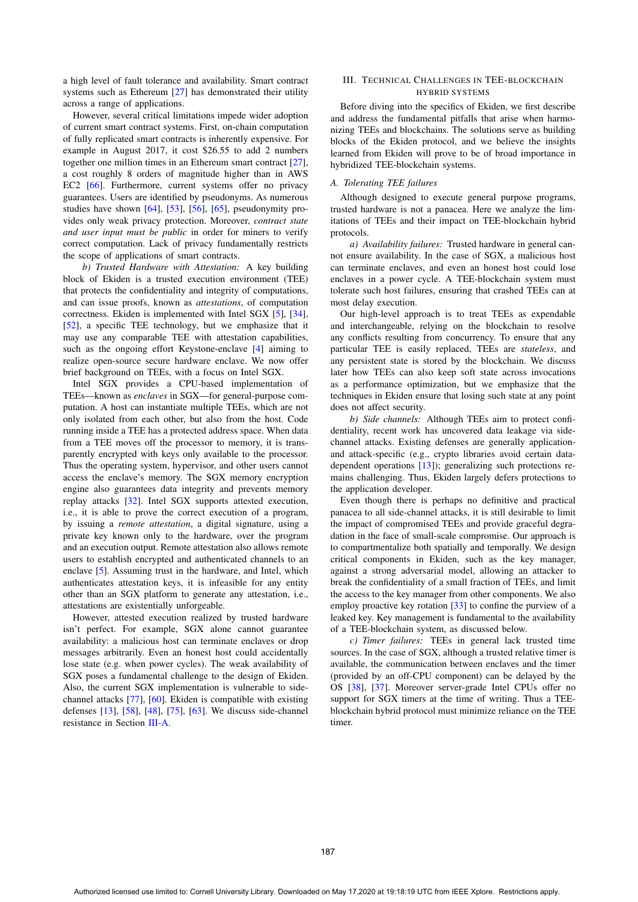a high level of fault tolerance and availability. Smart contract systems such as Ethereum [27] has demonstrated their utility across a range of applications.

However, several critical limitations impede wider adoption of current smart contract systems. First, on-chain computation of fully replicated smart contracts is inherently expensive. For example in August 2017, it cost $26.55 to add 2 numbers together one million times in an Ethereum smart contract [27], a cost roughly 8 orders of magnitude higher than in AWS EC2 [66]. Furthermore, current systems offer no privacy guarantees. Users are identified by pseudonyms. As numerous studies have shown [64], [53], [56], [65], pseudonymity provides only weak privacy protection. Moreover, *contract state and user input must be public* in order for miners to verify correct computation. Lack of privacy fundamentally restricts the scope of applications of smart contracts.

*b) Trusted Hardware with Attestation:* A key building block of Ekiden is a trusted execution environment (TEE) that protects the confidentiality and integrity of computations, and can issue proofs, known as *attestations*, of computation correctness. Ekiden is implemented with Intel SGX [5], [34], [52], a specific TEE technology, but we emphasize that it may use any comparable TEE with attestation capabilities, such as the ongoing effort Keystone-enclave [4] aiming to realize open-source secure hardware enclave. We now offer brief background on TEEs, with a focus on Intel SGX.

Intel SGX provides a CPU-based implementation of TEEs—known as *enclaves* in SGX—for general-purpose computation. A host can instantiate multiple TEEs, which are not only isolated from each other, but also from the host. Code running inside a TEE has a protected address space. When data from a TEE moves off the processor to memory, it is transparently encrypted with keys only available to the processor. Thus the operating system, hypervisor, and other users cannot access the enclave's memory. The SGX memory encryption engine also guarantees data integrity and prevents memory replay attacks [32]. Intel SGX supports attested execution, i.e., it is able to prove the correct execution of a program, by issuing a *remote attestation*, a digital signature, using a private key known only to the hardware, over the program and an execution output. Remote attestation also allows remote users to establish encrypted and authenticated channels to an enclave [5]. Assuming trust in the hardware, and Intel, which authenticates attestation keys, it is infeasible for any entity other than an SGX platform to generate any attestation, i.e., attestations are existentially unforgeable.

However, attested execution realized by trusted hardware isn't perfect. For example, SGX alone cannot guarantee availability: a malicious host can terminate enclaves or drop messages arbitrarily. Even an honest host could accidentally lose state (e.g. when power cycles). The weak availability of SGX poses a fundamental challenge to the design of Ekiden. Also, the current SGX implementation is vulnerable to side-channel attacks [77], [60]. Ekiden is compatible with existing defenses [13], [58], [48], [75], [63]. We discuss side-channel resistance in Section III-A.

## III. Technical Challenges in TEE-Blockchain Hybrid Systems

Before diving into the specifics of Ekiden, we first describe and address the fundamental pitfalls that arise when harmonizing TEEs and blockchains. The solutions serve as building blocks of the Ekiden protocol, and we believe the insights learned from Ekiden will prove to be of broad importance in hybridized TEE-blockchain systems.

### A. Tolerating TEE failures

Although designed to execute general purpose programs, trusted hardware is not a panacea. Here we analyze the limitations of TEEs and their impact on TEE-blockchain hybrid protocols.

*a) Availability failures:* Trusted hardware in general cannot ensure availability. In the case of SGX, a malicious host can terminate enclaves, and even an honest host could lose enclaves in a power cycle. A TEE-blockchain system must tolerate such host failures, ensuring that crashed TEEs can at most delay execution.

Our high-level approach is to treat TEEs as expendable and interchangeable, relying on the blockchain to resolve any conflicts resulting from concurrency. To ensure that any particular TEE is easily replaced, TEEs are *stateless*, and any persistent state is stored by the blockchain. We discuss later how TEEs can also keep soft state across invocations as a performance optimization, but we emphasize that the techniques in Ekiden ensure that losing such state at any point does not affect security.

*b) Side channels:* Although TEEs aim to protect confidentiality, recent work has uncovered data leakage via side-channel attacks. Existing defenses are generally application- and attack-specific (e.g., crypto libraries avoid certain data-dependent operations [13]); generalizing such protections remains challenging. Thus, Ekiden largely defers protections to the application developer.

Even though there is perhaps no definitive and practical panacea to all side-channel attacks, it is still desirable to limit the impact of compromised TEEs and provide graceful degradation in the face of small-scale compromise. Our approach is to compartmentalize both spatially and temporally. We design critical components in Ekiden, such as the key manager, against a strong adversarial model, allowing an attacker to break the confidentiality of a small fraction of TEEs, and limit the access to the key manager from other components. We also employ proactive key rotation [33] to confine the purview of a leaked key. Key management is fundamental to the availability of a TEE-blockchain system, as discussed below.

*c) Timer failures:* TEEs in general lack trusted time sources. In the case of SGX, although a trusted relative timer is available, the communication between enclaves and the timer (provided by an off-CPU component) can be delayed by the OS [38], [37]. Moreover server-grade Intel CPUs offer no support for SGX timers at the time of writing. Thus a TEE-blockchain hybrid protocol must minimize reliance on the TEE timer.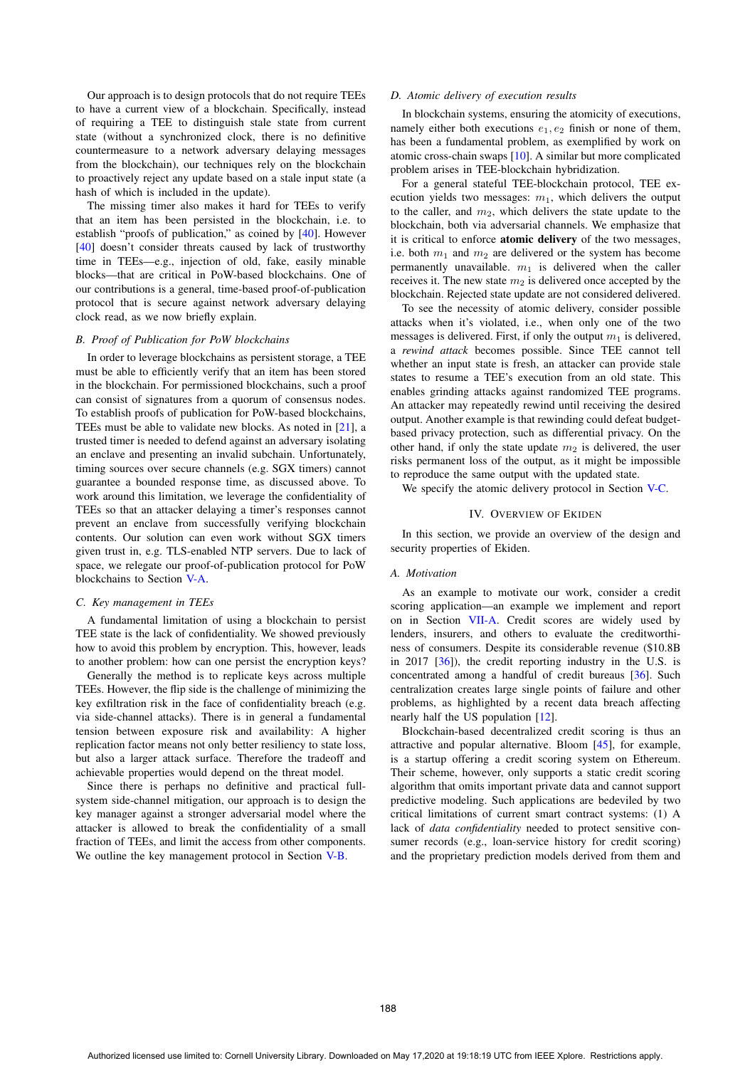Our approach is to design protocols that do not require TEEs to have a current view of a blockchain. Specifically, instead of requiring a TEE to distinguish stale state from current state (without a synchronized clock, there is no definitive countermeasure to a network adversary delaying messages from the blockchain), our techniques rely on the blockchain to proactively reject any update based on a stale input state (a hash of which is included in the update).

The missing timer also makes it hard for TEEs to verify that an item has been persisted in the blockchain, i.e. to establish "proofs of publication," as coined by [40]. However [40] doesn't consider threats caused by lack of trustworthy time in TEEs—e.g., injection of old, fake, easily minable blocks—that are critical in PoW-based blockchains. One of our contributions is a general, time-based proof-of-publication protocol that is secure against network adversary delaying clock read, as we now briefly explain.

### B. Proof of Publication for PoW blockchains

In order to leverage blockchains as persistent storage, a TEE must be able to efficiently verify that an item has been stored in the blockchain. For permissioned blockchains, such a proof can consist of signatures from a quorum of consensus nodes. To establish proofs of publication for PoW-based blockchains, TEEs must be able to validate new blocks. As noted in [21], a trusted timer is needed to defend against an adversary isolating an enclave and presenting an invalid subchain. Unfortunately, timing sources over secure channels (e.g. SGX timers) cannot guarantee a bounded response time, as discussed above. To work around this limitation, we leverage the confidentiality of TEEs so that an attacker delaying a timer's responses cannot prevent an enclave from successfully verifying blockchain contents. Our solution can even work without SGX timers given trust in, e.g. TLS-enabled NTP servers. Due to lack of space, we relegate our proof-of-publication protocol for PoW blockchains to Section V-A.

### C. Key management in TEEs

A fundamental limitation of using a blockchain to persist TEE state is the lack of confidentiality. We showed previously how to avoid this problem by encryption. This, however, leads to another problem: how can one persist the encryption keys?

Generally the method is to replicate keys across multiple TEEs. However, the flip side is the challenge of minimizing the key exfiltration risk in the face of confidentiality breach (e.g. via side-channel attacks). There is in general a fundamental tension between exposure risk and availability: A higher replication factor means not only better resiliency to state loss, but also a larger attack surface. Therefore the tradeoff and achievable properties would depend on the threat model.

Since there is perhaps no definitive and practical full-system side-channel mitigation, our approach is to design the key manager against a stronger adversarial model where the attacker is allowed to break the confidentiality of a small fraction of TEEs, and limit the access from other components. We outline the key management protocol in Section V-B.

### D. Atomic delivery of execution results

In blockchain systems, ensuring the atomicity of executions, namely either both executions $e_1, e_2$ finish or none of them, has been a fundamental problem, as exemplified by work on atomic cross-chain swaps [10]. A similar but more complicated problem arises in TEE-blockchain hybridization.

For a general stateful TEE-blockchain protocol, TEE execution yields two messages: $m_1$, which delivers the output to the caller, and $m_2$, which delivers the state update to the blockchain, both via adversarial channels. We emphasize that it is critical to enforce **atomic delivery** of the two messages, i.e. both $m_1$ and $m_2$ are delivered or the system has become permanently unavailable. $m_1$ is delivered when the caller receives it. The new state $m_2$ is delivered once accepted by the blockchain. Rejected state update are not considered delivered.

To see the necessity of atomic delivery, consider possible attacks when it's violated, i.e., when only one of the two messages is delivered. First, if only the output $m_1$ is delivered, a *rewind attack* becomes possible. Since TEE cannot tell whether an input state is fresh, an attacker can provide stale states to resume a TEE's execution from an old state. This enables grinding attacks against randomized TEE programs. An attacker may repeatedly rewind until receiving the desired output. Another example is that rewinding could defeat budget-based privacy protection, such as differential privacy. On the other hand, if only the state update $m_2$ is delivered, the user risks permanent loss of the output, as it might be impossible to reproduce the same output with the updated state.

We specify the atomic delivery protocol in Section V-C.

## IV. Overview of Ekiden

In this section, we provide an overview of the design and security properties of Ekiden.

### A. Motivation

As an example to motivate our work, consider a credit scoring application—an example we implement and report on in Section VII-A. Credit scores are widely used by lenders, insurers, and others to evaluate the creditworthiness of consumers. Despite its considerable revenue ($10.8B in 2017 [36]), the credit reporting industry in the U.S. is concentrated among a handful of credit bureaus [36]. Such centralization creates large single points of failure and other problems, as highlighted by a recent data breach affecting nearly half the US population [12].

Blockchain-based decentralized credit scoring is thus an attractive and popular alternative. Bloom [45], for example, is a startup offering a credit scoring system on Ethereum. Their scheme, however, only supports a static credit scoring algorithm that omits important private data and cannot support predictive modeling. Such applications are bedeviled by two critical limitations of current smart contract systems: (1) A lack of *data confidentiality* needed to protect sensitive consumer records (e.g., loan-service history for credit scoring) and the proprietary prediction models derived from them and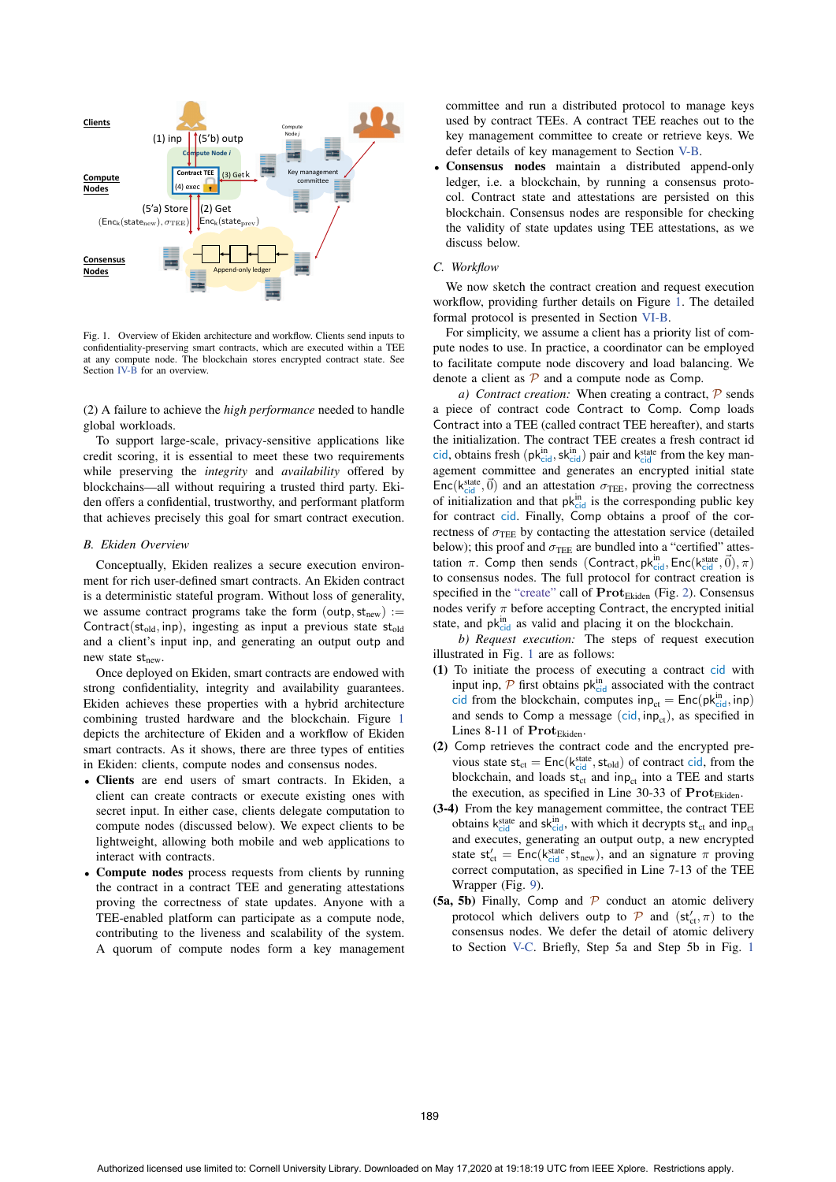Fig. 1. Overview of Ekiden architecture and workflow. Clients send inputs to confidentiality-preserving smart contracts, which are executed within a TEE at any compute node. The blockchain stores encrypted contract state. See Section IV-B for an overview.

(2) A failure to achieve the *high performance* needed to handle global workloads.

To support large-scale, privacy-sensitive applications like credit scoring, it is essential to meet these two requirements while preserving the *integrity* and *availability* offered by blockchains—all without requiring a trusted third party. Ekiden offers a confidential, trustworthy, and performant platform that achieves precisely this goal for smart contract execution.

### B. Ekiden Overview

Conceptually, Ekiden realizes a secure execution environment for rich user-defined smart contracts. An Ekiden contract is a deterministic stateful program. Without loss of generality, we assume contract programs take the form $(\mathsf{outp}, \mathsf{st}_{\mathsf{new}}) := \mathsf{Contract}(\mathsf{st}_{\mathsf{old}}, \mathsf{inp})$, ingesting as input a previous state $\mathsf{st}_{\mathsf{old}}$ and a client's input $\mathsf{inp}$, and generating an output $\mathsf{outp}$ and new state $\mathsf{st}_{\mathsf{new}}$.

Once deployed on Ekiden, smart contracts are endowed with strong confidentiality, integrity and availability guarantees. Ekiden achieves these properties with a hybrid architecture combining trusted hardware and the blockchain. Figure 1 depicts the architecture of Ekiden and a workflow of Ekiden smart contracts. As it shows, there are three types of entities in Ekiden: clients, compute nodes and consensus nodes.

- **Clients** are end users of smart contracts. In Ekiden, a client can create contracts or execute existing ones with secret input. In either case, clients delegate computation to compute nodes (discussed below). We expect clients to be lightweight, allowing both mobile and web applications to interact with contracts.
- **Compute nodes** process requests from clients by running the contract in a contract TEE and generating attestations proving the correctness of state updates. Anyone with a TEE-enabled platform can participate as a compute node, contributing to the liveness and scalability of the system. A quorum of compute nodes form a key management committee and run a distributed protocol to manage keys used by contract TEEs. A contract TEE reaches out to the key management committee to create or retrieve keys. We defer details of key management to Section V-B.
- **Consensus nodes** maintain a distributed append-only ledger, i.e. a blockchain, by running a consensus protocol. Contract state and attestations are persisted on this blockchain. Consensus nodes are responsible for checking the validity of state updates using TEE attestations, as we discuss below.

### C. Workflow

We now sketch the contract creation and request execution workflow, providing further details on Figure 1. The detailed formal protocol is presented in Section VI-B.

For simplicity, we assume a client has a priority list of compute nodes to use. In practice, a coordinator can be employed to facilitate compute node discovery and load balancing. We denote a client as $\mathcal{P}$ and a compute node as Comp.

*a) Contract creation:* When creating a contract, $\mathcal{P}$ sends a piece of contract code Contract to Comp. Comp loads Contract into a TEE (called contract TEE hereafter), and starts the initialization. The contract TEE creates a fresh contract id cid, obtains fresh $(\mathsf{pk}^{\mathsf{in}}_{\mathsf{cid}}, \mathsf{sk}^{\mathsf{in}}_{\mathsf{cid}})$ pair and $\mathsf{k}^{\mathsf{state}}_{\mathsf{cid}}$ from the key management committee and generates an encrypted initial state $\mathsf{Enc}(\mathsf{k}^{\mathsf{state}}_{\mathsf{cid}}, \vec{0})$ and an attestation $\sigma_{\mathsf{TEE}}$, proving the correctness of initialization and that $\mathsf{pk}^{\mathsf{in}}_{\mathsf{cid}}$ is the corresponding public key for contract cid. Finally, Comp obtains a proof of the correctness of $\sigma_{\mathsf{TEE}}$ by contacting the attestation service (detailed below); this proof and $\sigma_{\mathsf{TEE}}$ are bundled into a "certified" attestation $\pi$. Comp then sends $(\mathsf{Contract}, \mathsf{pk}^{\mathsf{in}}_{\mathsf{cid}}, \mathsf{Enc}(\mathsf{k}^{\mathsf{state}}_{\mathsf{cid}}, \vec{0}), \pi)$ to consensus nodes. The full protocol for contract creation is specified in the "create" call of $\mathbf{Prot}_{\mathrm{Ekiden}}$ (Fig. 2). Consensus nodes verify $\pi$ before accepting Contract, the encrypted initial state, and $\mathsf{pk}^{\mathsf{in}}_{\mathsf{cid}}$ as valid and placing it on the blockchain.

*b) Request execution:* The steps of request execution illustrated in Fig. 1 are as follows:

**(1)** To initiate the process of executing a contract cid with input inp, $\mathcal{P}$ first obtains $\mathsf{pk}^{\mathsf{in}}_{\mathsf{cid}}$ associated with the contract cid from the blockchain, computes $\mathsf{inp}_{\mathsf{ct}} = \mathsf{Enc}(\mathsf{pk}^{\mathsf{in}}_{\mathsf{cid}}, \mathsf{inp})$ and sends to Comp a message $(\mathsf{cid}, \mathsf{inp}_{\mathsf{ct}})$, as specified in Lines 8-11 of $\mathbf{Prot}_{\mathrm{Ekiden}}$.

**(2)** Comp retrieves the contract code and the encrypted previous state $\mathsf{st}_{\mathsf{ct}} = \mathsf{Enc}(\mathsf{k}^{\mathsf{state}}_{\mathsf{cid}}, \mathsf{st}_{\mathsf{old}})$ of contract cid, from the blockchain, and loads $\mathsf{st}_{\mathsf{ct}}$ and $\mathsf{inp}_{\mathsf{ct}}$ into a TEE and starts the execution, as specified in Line 30-33 of $\mathbf{Prot}_{\mathrm{Ekiden}}$.

**(3-4)** From the key management committee, the contract TEE obtains $\mathsf{k}^{\mathsf{state}}_{\mathsf{cid}}$ and $\mathsf{sk}^{\mathsf{in}}_{\mathsf{cid}}$, with which it decrypts $\mathsf{st}_{\mathsf{ct}}$ and $\mathsf{inp}_{\mathsf{ct}}$ and executes, generating an output $\mathsf{outp}$, a new encrypted state $\mathsf{st}'_{\mathsf{ct}} = \mathsf{Enc}(\mathsf{k}^{\mathsf{state}}_{\mathsf{cid}}, \mathsf{st}_{\mathsf{new}})$, and an signature $\pi$ proving correct computation, as specified in Line 7-13 of the TEE Wrapper (Fig. 9).

**(5a, 5b)** Finally, Comp and $\mathcal{P}$ conduct an atomic delivery protocol which delivers $\mathsf{outp}$ to $\mathcal{P}$ and $(\mathsf{st}'_{\mathsf{ct}}, \pi)$ to the consensus nodes. We defer the detail of atomic delivery to Section V-C. Briefly, Step 5a and Step 5b in Fig. 1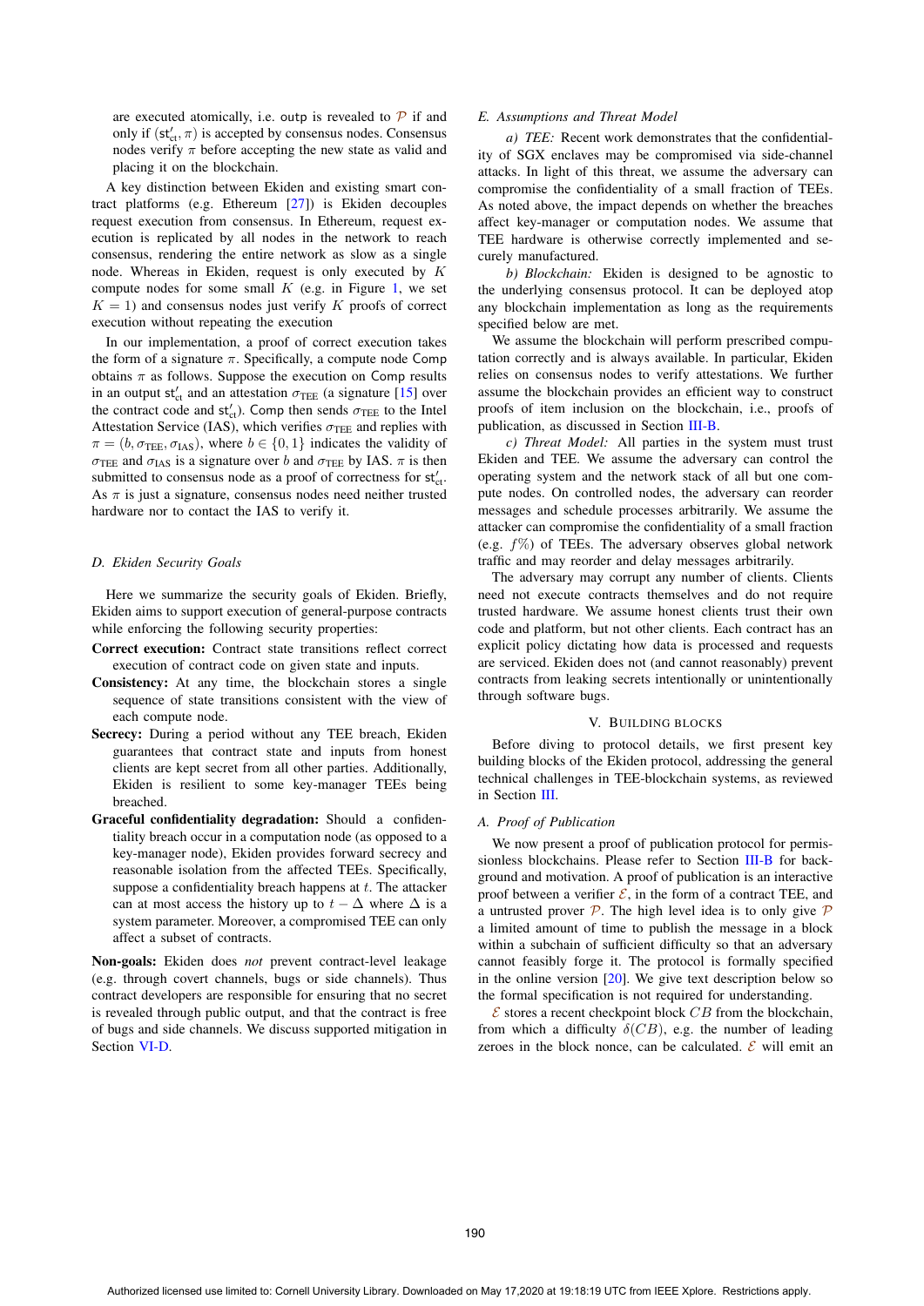are executed atomically, i.e. outp is revealed to $\mathcal{P}$ if and only if $(\mathsf{st}'_{\mathsf{ct}}, \pi)$ is accepted by consensus nodes. Consensus nodes verify $\pi$ before accepting the new state as valid and placing it on the blockchain.

A key distinction between Ekiden and existing smart contract platforms (e.g. Ethereum [27]) is Ekiden decouples request execution from consensus. In Ethereum, request execution is replicated by all nodes in the network to reach consensus, rendering the entire network as slow as a single node. Whereas in Ekiden, request is only executed by $K$ compute nodes for some small $K$ (e.g. in Figure 1, we set $K = 1$) and consensus nodes just verify $K$ proofs of correct execution without repeating the execution

In our implementation, a proof of correct execution takes the form of a signature $\pi$. Specifically, a compute node Comp obtains $\pi$ as follows. Suppose the execution on Comp results in an output $\mathsf{st}'_{\mathsf{ct}}$ and an attestation $\sigma_{\text{TEE}}$ (a signature [15] over the contract code and $\mathsf{st}'_{\mathsf{ct}}$). Comp then sends $\sigma_{\text{TEE}}$ to the Intel Attestation Service (IAS), which verifies $\sigma_{\text{TEE}}$ and replies with $\pi = (b, \sigma_{\text{TEE}}, \sigma_{\text{IAS}})$, where $b \in \{0, 1\}$ indicates the validity of $\sigma_{\text{TEE}}$ and $\sigma_{\text{IAS}}$ is a signature over $b$ and $\sigma_{\text{TEE}}$ by IAS. $\pi$ is then submitted to consensus node as a proof of correctness for $\mathsf{st}'_{\mathsf{ct}}$. As $\pi$ is just a signature, consensus nodes need neither trusted hardware nor to contact the IAS to verify it.

### D. Ekiden Security Goals

Here we summarize the security goals of Ekiden. Briefly, Ekiden aims to support execution of general-purpose contracts while enforcing the following security properties:

**Correct execution:** Contract state transitions reflect correct execution of contract code on given state and inputs.

**Consistency:** At any time, the blockchain stores a single sequence of state transitions consistent with the view of each compute node.

**Secrecy:** During a period without any TEE breach, Ekiden guarantees that contract state and inputs from honest clients are kept secret from all other parties. Additionally, Ekiden is resilient to some key-manager TEEs being breached.

**Graceful confidentiality degradation:** Should a confidentiality breach occur in a computation node (as opposed to a key-manager node), Ekiden provides forward secrecy and reasonable isolation from the affected TEEs. Specifically, suppose a confidentiality breach happens at $t$. The attacker can at most access the history up to $t - \Delta$ where $\Delta$ is a system parameter. Moreover, a compromised TEE can only affect a subset of contracts.

**Non-goals:** Ekiden does *not* prevent contract-level leakage (e.g. through covert channels, bugs or side channels). Thus contract developers are responsible for ensuring that no secret is revealed through public output, and that the contract is free of bugs and side channels. We discuss supported mitigation in Section VI-D.

### E. Assumptions and Threat Model

*a) TEE:* Recent work demonstrates that the confidentiality of SGX enclaves may be compromised via side-channel attacks. In light of this threat, we assume the adversary can compromise the confidentiality of a small fraction of TEEs. As noted above, the impact depends on whether the breaches affect key-manager or computation nodes. We assume that TEE hardware is otherwise correctly implemented and securely manufactured.

*b) Blockchain:* Ekiden is designed to be agnostic to the underlying consensus protocol. It can be deployed atop any blockchain implementation as long as the requirements specified below are met.

We assume the blockchain will perform prescribed computation correctly and is always available. In particular, Ekiden relies on consensus nodes to verify attestations. We further assume the blockchain provides an efficient way to construct proofs of item inclusion on the blockchain, i.e., proofs of publication, as discussed in Section III-B.

*c) Threat Model:* All parties in the system must trust Ekiden and TEE. We assume the adversary can control the operating system and the network stack of all but one compute nodes. On controlled nodes, the adversary can reorder messages and schedule processes arbitrarily. We assume the attacker can compromise the confidentiality of a small fraction (e.g. $f\%$) of TEEs. The adversary observes global network traffic and may reorder and delay messages arbitrarily.

The adversary may corrupt any number of clients. Clients need not execute contracts themselves and do not require trusted hardware. We assume honest clients trust their own code and platform, but not other clients. Each contract has an explicit policy dictating how data is processed and requests are serviced. Ekiden does not (and cannot reasonably) prevent contracts from leaking secrets intentionally or unintentionally through software bugs.

## V. Building Blocks

Before diving to protocol details, we first present key building blocks of the Ekiden protocol, addressing the general technical challenges in TEE-blockchain systems, as reviewed in Section III.

### A. Proof of Publication

We now present a proof of publication protocol for permissionless blockchains. Please refer to Section III-B for background and motivation. A proof of publication is an interactive proof between a verifier $\mathcal{E}$, in the form of a contract TEE, and a untrusted prover $\mathcal{P}$. The high level idea is to only give $\mathcal{P}$ a limited amount of time to publish the message in a block within a subchain of sufficient difficulty so that an adversary cannot feasibly forge it. The protocol is formally specified in the online version [20]. We give text description below so the formal specification is not required for understanding.

$\mathcal{E}$ stores a recent checkpoint block $CB$ from the blockchain, from which a difficulty $\delta(CB)$, e.g. the number of leading zeroes in the block nonce, can be calculated. $\mathcal{E}$ will emit an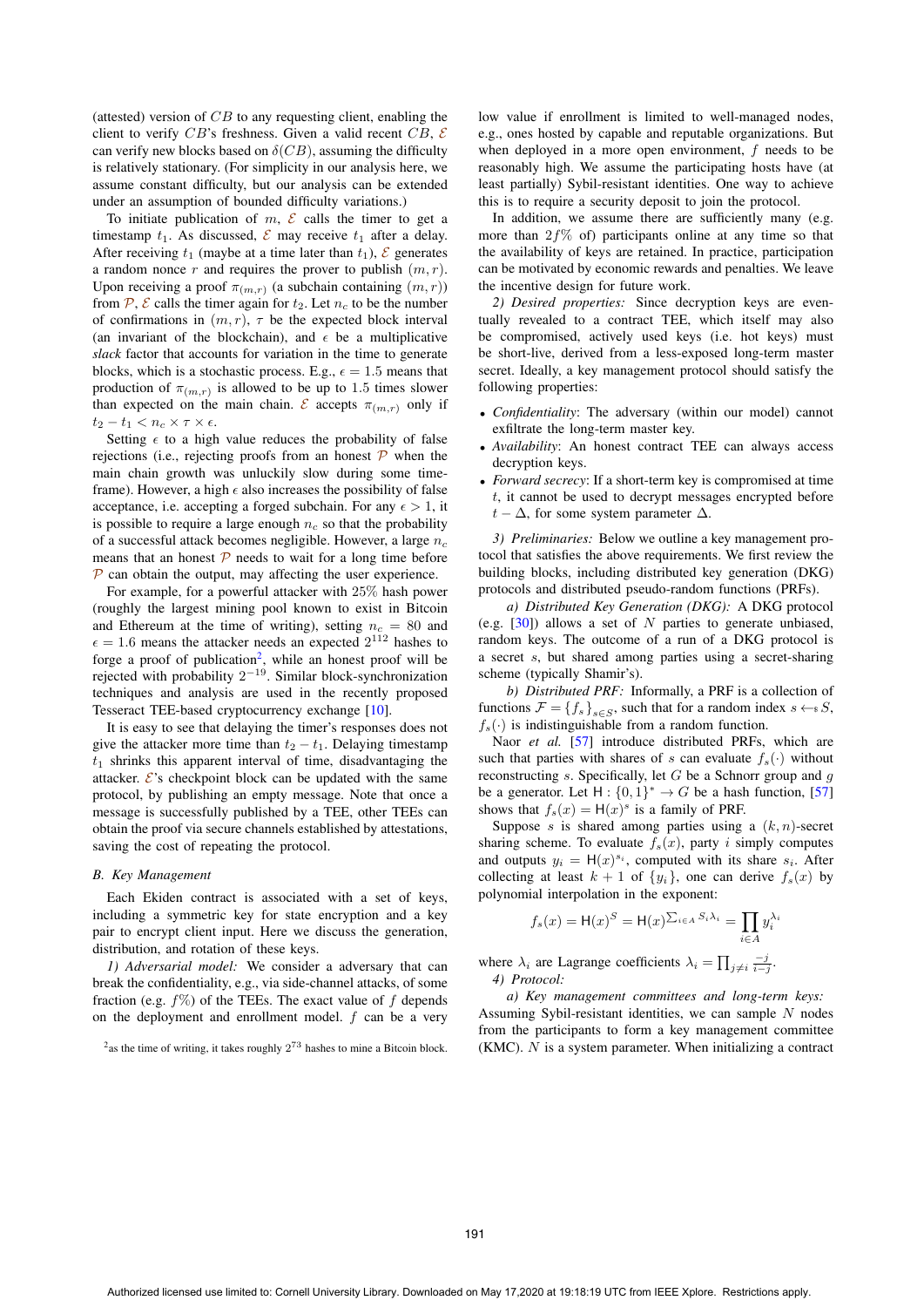(attested) version of $CB$ to any requesting client, enabling the client to verify $CB$'s freshness. Given a valid recent $CB$, $\mathcal{E}$ can verify new blocks based on $\delta(CB)$, assuming the difficulty is relatively stationary. (For simplicity in our analysis here, we assume constant difficulty, but our analysis can be extended under an assumption of bounded difficulty variations.)

To initiate publication of $m$, $\mathcal{E}$ calls the timer to get a timestamp $t_1$. As discussed, $\mathcal{E}$ may receive $t_1$ after a delay. After receiving $t_1$ (maybe at a time later than $t_1$), $\mathcal{E}$ generates a random nonce $r$ and requires the prover to publish $(m, r)$. Upon receiving a proof $\pi_{(m,r)}$ (a subchain containing $(m, r)$) from $\mathcal{P}$, $\mathcal{E}$ calls the timer again for $t_2$. Let $n_c$ to be the number of confirmations in $(m, r)$, $\tau$ be the expected block interval (an invariant of the blockchain), and $\epsilon$ be a multiplicative *slack* factor that accounts for variation in the time to generate blocks, which is a stochastic process. E.g., $\epsilon = 1.5$ means that production of $\pi_{(m,r)}$ is allowed to be up to 1.5 times slower than expected on the main chain. $\mathcal{E}$ accepts $\pi_{(m,r)}$ only if $t_2 - t_1 < n_c \times \tau \times \epsilon$.

Setting $\epsilon$ to a high value reduces the probability of false rejections (i.e., rejecting proofs from an honest $\mathcal{P}$ when the main chain growth was unluckily slow during some timeframe). However, a high $\epsilon$ also increases the possibility of false acceptance, i.e. accepting a forged subchain. For any $\epsilon > 1$, it is possible to require a large enough $n_c$ so that the probability of a successful attack becomes negligible. However, a large $n_c$ means that an honest $\mathcal{P}$ needs to wait for a long time before $\mathcal{P}$ can obtain the output, may affecting the user experience.

For example, for a powerful attacker with 25% hash power (roughly the largest mining pool known to exist in Bitcoin and Ethereum at the time of writing), setting $n_c = 80$ and $\epsilon = 1.6$ means the attacker needs an expected $2^{112}$ hashes to forge a proof of publication[2], while an honest proof will be rejected with probability $2^{-19}$. Similar block-synchronization techniques and analysis are used in the recently proposed Tesseract TEE-based cryptocurrency exchange [10].

It is easy to see that delaying the timer's responses does not give the attacker more time than $t_2 - t_1$. Delaying timestamp $t_1$ shrinks this apparent interval of time, disadvantaging the attacker. $\mathcal{E}$'s checkpoint block can be updated with the same protocol, by publishing an empty message. Note that once a message is successfully published by a TEE, other TEEs can obtain the proof via secure channels established by attestations, saving the cost of repeating the protocol.

### B. Key Management

Each Ekiden contract is associated with a set of keys, including a symmetric key for state encryption and a key pair to encrypt client input. Here we discuss the generation, distribution, and rotation of these keys.

*1) Adversarial model:* We consider a adversary that can break the confidentiality, e.g., via side-channel attacks, of some fraction (e.g. $f$%) of the TEEs. The exact value of $f$ depends on the deployment and enrollment model. $f$ can be a very low value if enrollment is limited to well-managed nodes, e.g., ones hosted by capable and reputable organizations. But when deployed in a more open environment, $f$ needs to be reasonably high. We assume the participating hosts have (at least partially) Sybil-resistant identities. One way to achieve this is to require a security deposit to join the protocol.

In addition, we assume there are sufficiently many (e.g. more than $2f$% of) participants online at any time so that the availability of keys are retained. In practice, participation can be motivated by economic rewards and penalties. We leave the incentive design for future work.

*2) Desired properties:* Since decryption keys are eventually revealed to a contract TEE, which itself may also be compromised, actively used keys (i.e. hot keys) must be short-live, derived from a less-exposed long-term master secret. Ideally, a key management protocol should satisfy the following properties:

- *Confidentiality*: The adversary (within our model) cannot exfiltrate the long-term master key.
- *Availability*: An honest contract TEE can always access decryption keys.
- *Forward secrecy*: If a short-term key is compromised at time $t$, it cannot be used to decrypt messages encrypted before $t - \Delta$, for some system parameter $\Delta$.

*3) Preliminaries:* Below we outline a key management protocol that satisfies the above requirements. We first review the building blocks, including distributed key generation (DKG) protocols and distributed pseudo-random functions (PRFs).

*a) Distributed Key Generation (DKG):* A DKG protocol (e.g. [30]) allows a set of $N$ parties to generate unbiased, random keys. The outcome of a run of a DKG protocol is a secret $s$, but shared among parties using a secret-sharing scheme (typically Shamir's).

*b) Distributed PRF:* Informally, a PRF is a collection of functions $\mathcal{F} = \{f_s\}_{s \in S}$, such that for a random index $s \leftarrow_{\$} S$, $f_s(\cdot)$ is indistinguishable from a random function.

Naor *et al.* [57] introduce distributed PRFs, which are such that parties with shares of $s$ can evaluate $f_s(\cdot)$ without reconstructing $s$. Specifically, let $G$ be a Schnorr group and $g$ be a generator. Let $\mathsf{H} : \{0,1\}^* \to G$ be a hash function, [57] shows that $f_s(x) = \mathsf{H}(x)^s$ is a family of PRF.

Suppose $s$ is shared among parties using a $(k, n)$-secret sharing scheme. To evaluate $f_s(x)$, party $i$ simply computes and outputs $y_i = \mathsf{H}(x)^{s_i}$, computed with its share $s_i$. After collecting at least $k + 1$ of $\{y_i\}$, one can derive $f_s(x)$ by polynomial interpolation in the exponent:

$$f_s(x) = \mathsf{H}(x)^S = \mathsf{H}(x)^{\sum_{i \in A} S_i \lambda_i} = \prod_{i \in A} y_i^{\lambda_i}$$

where $\lambda_i$ are Lagrange coefficients $\lambda_i = \prod_{j \neq i} \frac{-j}{i-j}$.

*4) Protocol:*

*a) Key management committees and long-term keys:* Assuming Sybil-resistant identities, we can sample $N$ nodes from the participants to form a key management committee (KMC). $N$ is a system parameter. When initializing a contract

[2] as the time of writing, it takes roughly $2^{73}$ hashes to mine a Bitcoin block.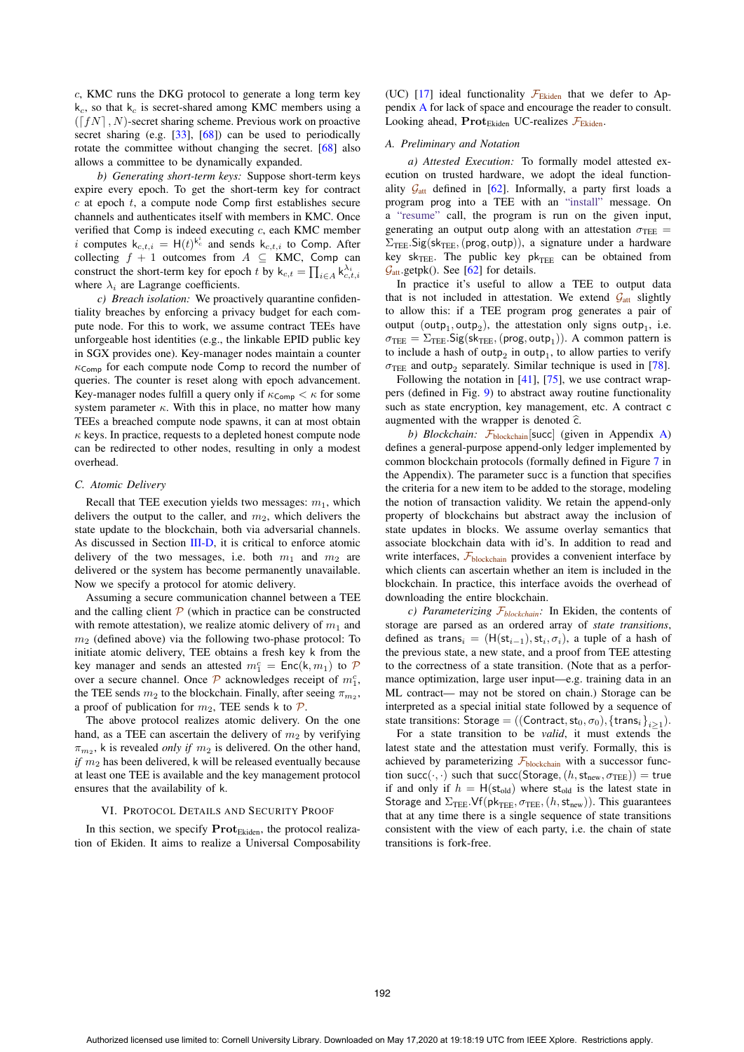$c$, KMC runs the DKG protocol to generate a long term key $\mathsf{k}_c$, so that $\mathsf{k}_c$ is secret-shared among KMC members using a $(\lceil fN \rceil, N)$-secret sharing scheme. Previous work on proactive secret sharing (e.g. [33], [68]) can be used to periodically rotate the committee without changing the secret. [68] also allows a committee to be dynamically expanded.

*b) Generating short-term keys:* Suppose short-term keys expire every epoch. To get the short-term key for contract $c$ at epoch $t$, a compute node Comp first establishes secure channels and authenticates itself with members in KMC. Once verified that Comp is indeed executing $c$, each KMC member $i$ computes $\mathsf{k}_{c,t,i} = \mathsf{H}(t)^{\mathsf{k}_c^i}$ and sends $\mathsf{k}_{c,t,i}$ to Comp. After collecting $f+1$ outcomes from $A \subseteq$ KMC, Comp can construct the short-term key for epoch $t$ by $\mathsf{k}_{c,t} = \prod_{i \in A} \mathsf{k}_{c,t,i}^{\lambda_i}$ where $\lambda_i$ are Lagrange coefficients.

*c) Breach isolation:* We proactively quarantine confidentiality breaches by enforcing a privacy budget for each compute node. For this to work, we assume contract TEEs have unforgeable host identities (e.g., the linkable EPID public key in SGX provides one). Key-manager nodes maintain a counter $\kappa_{\mathsf{Comp}}$ for each compute node Comp to record the number of queries. The counter is reset along with epoch advancement. Key-manager nodes fulfill a query only if $\kappa_{\mathsf{Comp}} < \kappa$ for some system parameter $\kappa$. With this in place, no matter how many TEEs a breached compute node spawns, it can at most obtain $\kappa$ keys. In practice, requests to a depleted honest compute node can be redirected to other nodes, resulting in only a modest overhead.

### C. Atomic Delivery

Recall that TEE execution yields two messages: $m_1$, which delivers the output to the caller, and $m_2$, which delivers the state update to the blockchain, both via adversarial channels. As discussed in Section III-D, it is critical to enforce atomic delivery of the two messages, i.e. both $m_1$ and $m_2$ are delivered or the system has become permanently unavailable. Now we specify a protocol for atomic delivery.

Assuming a secure communication channel between a TEE and the calling client $\mathcal{P}$ (which in practice can be constructed with remote attestation), we realize atomic delivery of $m_1$ and $m_2$ (defined above) via the following two-phase protocol: To initiate atomic delivery, TEE obtains a fresh key $\mathsf{k}$ from the key manager and sends an attested $m_1^c = \mathsf{Enc}(\mathsf{k}, m_1)$ to $\mathcal{P}$ over a secure channel. Once $\mathcal{P}$ acknowledges receipt of $m_1^c$, the TEE sends $m_2$ to the blockchain. Finally, after seeing $\pi_{m_2}$, a proof of publication for $m_2$, TEE sends $\mathsf{k}$ to $\mathcal{P}$.

The above protocol realizes atomic delivery. On the one hand, as a TEE can ascertain the delivery of $m_2$ by verifying $\pi_{m_2}$, $\mathsf{k}$ is revealed *only if* $m_2$ is delivered. On the other hand, *if* $m_2$ has been delivered, $\mathsf{k}$ will be released eventually because at least one TEE is available and the key management protocol ensures that the availability of $\mathsf{k}$.

## VI. Protocol Details and Security Proof

In this section, we specify $\mathbf{Prot}_{\text{Ekiden}}$, the protocol realization of Ekiden. It aims to realize a Universal Composability (UC) [17] ideal functionality $\mathcal{F}_{\text{Ekiden}}$ that we defer to Appendix A for lack of space and encourage the reader to consult. Looking ahead, $\mathbf{Prot}_{\text{Ekiden}}$ UC-realizes $\mathcal{F}_{\text{Ekiden}}$.

### A. Preliminary and Notation

*a) Attested Execution:* To formally model attested execution on trusted hardware, we adopt the ideal functionality $\mathcal{G}_{\text{att}}$ defined in [62]. Informally, a party first loads a program prog into a TEE with an "install" message. On a "resume" call, the program is run on the given input, generating an output outp along with an attestation $\sigma_{\text{TEE}} = \Sigma_{\text{TEE}}.\mathsf{Sig}(\mathsf{sk}_{\text{TEE}}, (\mathsf{prog}, \mathsf{outp}))$, a signature under a hardware key $\mathsf{sk}_{\text{TEE}}$. The public key $\mathsf{pk}_{\text{TEE}}$ can be obtained from $\mathcal{G}_{\text{att}}.\mathsf{getpk}()$. See [62] for details.

In practice it's useful to allow a TEE to output data that is not included in attestation. We extend $\mathcal{G}_{\text{att}}$ slightly to allow this: if a TEE program prog generates a pair of output $(\mathsf{outp}_1, \mathsf{outp}_2)$, the attestation only signs $\mathsf{outp}_1$, i.e. $\sigma_{\text{TEE}} = \Sigma_{\text{TEE}}.\mathsf{Sig}(\mathsf{sk}_{\text{TEE}}, (\mathsf{prog}, \mathsf{outp}_1))$. A common pattern is to include a hash of $\mathsf{outp}_2$ in $\mathsf{outp}_1$, to allow parties to verify $\sigma_{\text{TEE}}$ and $\mathsf{outp}_2$ separately. Similar technique is used in [78].

Following the notation in [41], [75], we use contract wrappers (defined in Fig. 9) to abstract away routine functionality such as state encryption, key management, etc. A contract c augmented with the wrapper is denoted $\widehat{\mathsf{c}}$.

*b) Blockchain:* $\mathcal{F}_{\text{blockchain}}[\mathsf{succ}]$ (given in Appendix A) defines a general-purpose append-only ledger implemented by common blockchain protocols (formally defined in Figure 7 in the Appendix). The parameter succ is a function that specifies the criteria for a new item to be added to the storage, modeling the notion of transaction validity. We retain the append-only property of blockchains but abstract away the inclusion of state updates in blocks. We assume overlay semantics that associate blockchain data with id's. In addition to read and write interfaces, $\mathcal{F}_{\text{blockchain}}$ provides a convenient interface by which clients can ascertain whether an item is included in the blockchain. In practice, this interface avoids the overhead of downloading the entire blockchain.

*c) Parameterizing $\mathcal{F}_{blockchain}$:* In Ekiden, the contents of storage are parsed as an ordered array of *state transitions*, defined as $\mathsf{trans}_i = (\mathsf{H}(\mathsf{st}_{i-1}), \mathsf{st}_i, \sigma_i)$, a tuple of a hash of the previous state, a new state, and a proof from TEE attesting to the correctness of a state transition. (Note that as a performance optimization, large user input—e.g. training data in an ML contract— may not be stored on chain.) Storage can be interpreted as a special initial state followed by a sequence of state transitions: $\mathsf{Storage} = ((\mathsf{Contract}, \mathsf{st}_0, \sigma_0), \{\mathsf{trans}_i\}_{i \geq 1})$.

For a state transition to be *valid*, it must extends the latest state and the attestation must verify. Formally, this is achieved by parameterizing $\mathcal{F}_{\text{blockchain}}$ with a successor function $\mathsf{succ}(\cdot, \cdot)$ such that $\mathsf{succ}(\mathsf{Storage}, (h, \mathsf{st}_{\text{new}}, \sigma_{\text{TEE}})) = \mathsf{true}$ if and only if $h = \mathsf{H}(\mathsf{st}_{\text{old}})$ where $\mathsf{st}_{\text{old}}$ is the latest state in Storage and $\Sigma_{\text{TEE}}.\mathsf{Vf}(\mathsf{pk}_{\text{TEE}}, \sigma_{\text{TEE}}, (h, \mathsf{st}_{\text{new}}))$. This guarantees that at any time there is a single sequence of state transitions consistent with the view of each party, i.e. the chain of state transitions is fork-free.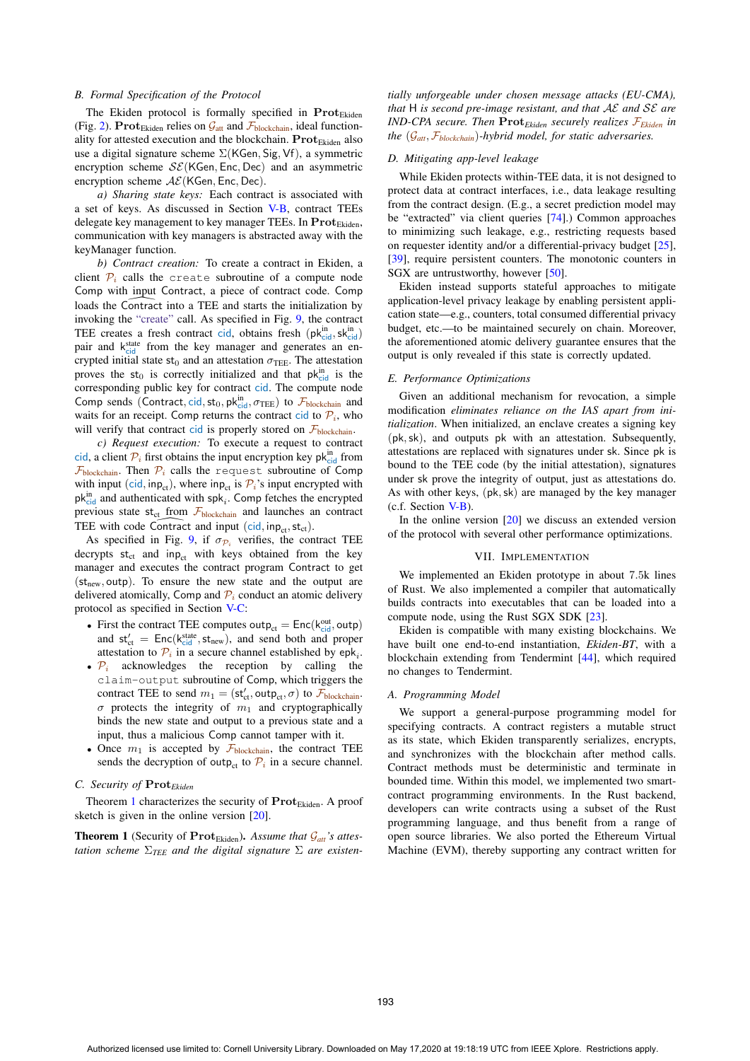## B. Formal Specification of the Protocol

The Ekiden protocol is formally specified in $\mathbf{Prot}_{\text{Ekiden}}$ (Fig. 2). $\mathbf{Prot}_{\text{Ekiden}}$ relies on $\mathcal{G}_{\text{att}}$ and $\mathcal{F}_{\text{blockchain}}$, ideal functionality for attested execution and the blockchain. $\mathbf{Prot}_{\text{Ekiden}}$ also use a digital signature scheme $\Sigma(\mathsf{KGen}, \mathsf{Sig}, \mathsf{Vf})$, a symmetric encryption scheme $\mathcal{SE}(\mathsf{KGen}, \mathsf{Enc}, \mathsf{Dec})$ and an asymmetric encryption scheme $\mathcal{AE}(\mathsf{KGen}, \mathsf{Enc}, \mathsf{Dec})$.

*a) Sharing state keys:* Each contract is associated with a set of keys. As discussed in Section V-B, contract TEEs delegate key management to key manager TEEs. In $\mathbf{Prot}_{\text{Ekiden}}$, communication with key managers is abstracted away with the keyManager function.

*b) Contract creation:* To create a contract in Ekiden, a client $\mathcal{P}_i$ calls the `create` subroutine of a compute node Comp with input $\widehat{\text{Contract}}$, a piece of contract code. Comp loads the $\widehat{\text{Contract}}$ into a TEE and starts the initialization by invoking the "create" call. As specified in Fig. 9, the contract TEE creates a fresh contract $\mathsf{cid}$, obtains fresh $(\mathsf{pk}^{\mathsf{in}}_{\mathsf{cid}}, \mathsf{sk}^{\mathsf{in}}_{\mathsf{cid}})$ pair and $\mathsf{k}^{\mathsf{state}}_{\mathsf{cid}}$ from the key manager and generates an encrypted initial state $\mathsf{st}_0$ and an attestation $\sigma_{\text{TEE}}$. The attestation proves the $\mathsf{st}_0$ is correctly initialized and that $\mathsf{pk}^{\mathsf{in}}_{\mathsf{cid}}$ is the corresponding public key for contract $\mathsf{cid}$. The compute node Comp sends $(\mathsf{Contract}, \mathsf{cid}, \mathsf{st}_0, \mathsf{pk}^{\mathsf{in}}_{\mathsf{cid}}, \sigma_{\text{TEE}})$ to $\mathcal{F}_{\text{blockchain}}$ and waits for an receipt. Comp returns the contract $\mathsf{cid}$ to $\mathcal{P}_i$, who will verify that contract $\mathsf{cid}$ is properly stored on $\mathcal{F}_{\text{blockchain}}$.

*c) Request execution:* To execute a request to contract $\mathsf{cid}$, a client $\mathcal{P}_i$ first obtains the input encryption key $\mathsf{pk}^{\mathsf{in}}_{\mathsf{cid}}$ from $\mathcal{F}_{\text{blockchain}}$. Then $\mathcal{P}_i$ calls the `request` subroutine of Comp with input $(\mathsf{cid}, \mathsf{inp}_{\mathsf{ct}})$, where $\mathsf{inp}_{\mathsf{ct}}$ is $\mathcal{P}_i$'s input encrypted with $\mathsf{pk}^{\mathsf{in}}_{\mathsf{cid}}$ and authenticated with $\mathsf{spk}_i$. Comp fetches the encrypted previous state $\mathsf{st}_{\mathsf{ct}}$ from $\mathcal{F}_{\text{blockchain}}$ and launches an contract TEE with code $\widehat{\text{Contract}}$ and input $(\mathsf{cid}, \mathsf{inp}_{\mathsf{ct}}, \mathsf{st}_{\mathsf{ct}})$.

As specified in Fig. 9, if $\sigma_{\mathcal{P}_i}$ verifies, the contract TEE decrypts $\mathsf{st}_{\mathsf{ct}}$ and $\mathsf{inp}_{\mathsf{ct}}$ with keys obtained from the key manager and executes the contract program Contract to get $(\mathsf{st}_{\mathsf{new}}, \mathsf{outp})$. To ensure the new state and the output are delivered atomically, Comp and $\mathcal{P}_i$ conduct an atomic delivery protocol as specified in Section V-C:

- First the contract TEE computes $\mathsf{outp}_{\mathsf{ct}} = \mathsf{Enc}(\mathsf{k}^{\mathsf{out}}_{\mathsf{cid}}, \mathsf{outp})$ and $\mathsf{st}'_{\mathsf{ct}} = \mathsf{Enc}(\mathsf{k}^{\mathsf{state}}_{\mathsf{cid}}, \mathsf{st}_{\mathsf{new}})$, and send both and proper attestation to $\mathcal{P}_i$ in a secure channel established by $\mathsf{epk}_i$.
- $\mathcal{P}_i$ acknowledges the reception by calling the `claim-output` subroutine of Comp, which triggers the contract TEE to send $m_1 = (\mathsf{st}'_{\mathsf{ct}}, \mathsf{outp}_{\mathsf{ct}}, \sigma)$ to $\mathcal{F}_{\text{blockchain}}$. $\sigma$ protects the integrity of $m_1$ and cryptographically binds the new state and output to a previous state and a input, thus a malicious Comp cannot tamper with it.
- Once $m_1$ is accepted by $\mathcal{F}_{\text{blockchain}}$, the contract TEE sends the decryption of $\mathsf{outp}_{\mathsf{ct}}$ to $\mathcal{P}_i$ in a secure channel.

## C. Security of $\mathbf{Prot}_{\text{Ekiden}}$

Theorem 1 characterizes the security of $\mathbf{Prot}_{\text{Ekiden}}$. A proof sketch is given in the online version [20].

**Theorem 1** (Security of $\mathbf{Prot}_{\text{Ekiden}}$). *Assume that $\mathcal{G}_{att}$'s attestation scheme $\Sigma_{TEE}$ and the digital signature $\Sigma$ are existentially unforgeable under chosen message attacks (EU-CMA), that* H *is second pre-image resistant, and that $\mathcal{AE}$ and $\mathcal{SE}$ are IND-CPA secure. Then $\mathbf{Prot}_{Ekiden}$ securely realizes $\mathcal{F}_{Ekiden}$ in the $(\mathcal{G}_{att}, \mathcal{F}_{blockchain})$-hybrid model, for static adversaries.*

## D. Mitigating app-level leakage

While Ekiden protects within-TEE data, it is not designed to protect data at contract interfaces, i.e., data leakage resulting from the contract design. (E.g., a secret prediction model may be "extracted" via client queries [74].) Common approaches to minimizing such leakage, e.g., restricting requests based on requester identity and/or a differential-privacy budget [25], [39], require persistent counters. The monotonic counters in SGX are untrustworthy, however [50].

Ekiden instead supports stateful approaches to mitigate application-level privacy leakage by enabling persistent application state—e.g., counters, total consumed differential privacy budget, etc.—to be maintained securely on chain. Moreover, the aforementioned atomic delivery guarantee ensures that the output is only revealed if this state is correctly updated.

## E. Performance Optimizations

Given an additional mechanism for revocation, a simple modification *eliminates reliance on the IAS apart from initialization*. When initialized, an enclave creates a signing key $(\mathsf{pk}, \mathsf{sk})$, and outputs $\mathsf{pk}$ with an attestation. Subsequently, attestations are replaced with signatures under $\mathsf{sk}$. Since $\mathsf{pk}$ is bound to the TEE code (by the initial attestation), signatures under $\mathsf{sk}$ prove the integrity of output, just as attestations do. As with other keys, $(\mathsf{pk}, \mathsf{sk})$ are managed by the key manager (c.f. Section V-B).

In the online version [20] we discuss an extended version of the protocol with several other performance optimizations.

# VII. Implementation

We implemented an Ekiden prototype in about 7.5k lines of Rust. We also implemented a compiler that automatically builds contracts into executables that can be loaded into a compute node, using the Rust SGX SDK [23].

Ekiden is compatible with many existing blockchains. We have built one end-to-end instantiation, *Ekiden-BT*, with a blockchain extending from Tendermint [44], which required no changes to Tendermint.

## A. Programming Model

We support a general-purpose programming model for specifying contracts. A contract registers a mutable struct as its state, which Ekiden transparently serializes, encrypts, and synchronizes with the blockchain after method calls. Contract methods must be deterministic and terminate in bounded time. Within this model, we implemented two smart-contract programming environments. In the Rust backend, developers can write contracts using a subset of the Rust programming language, and thus benefit from a range of open source libraries. We also ported the Ethereum Virtual Machine (EVM), thereby supporting any contract written for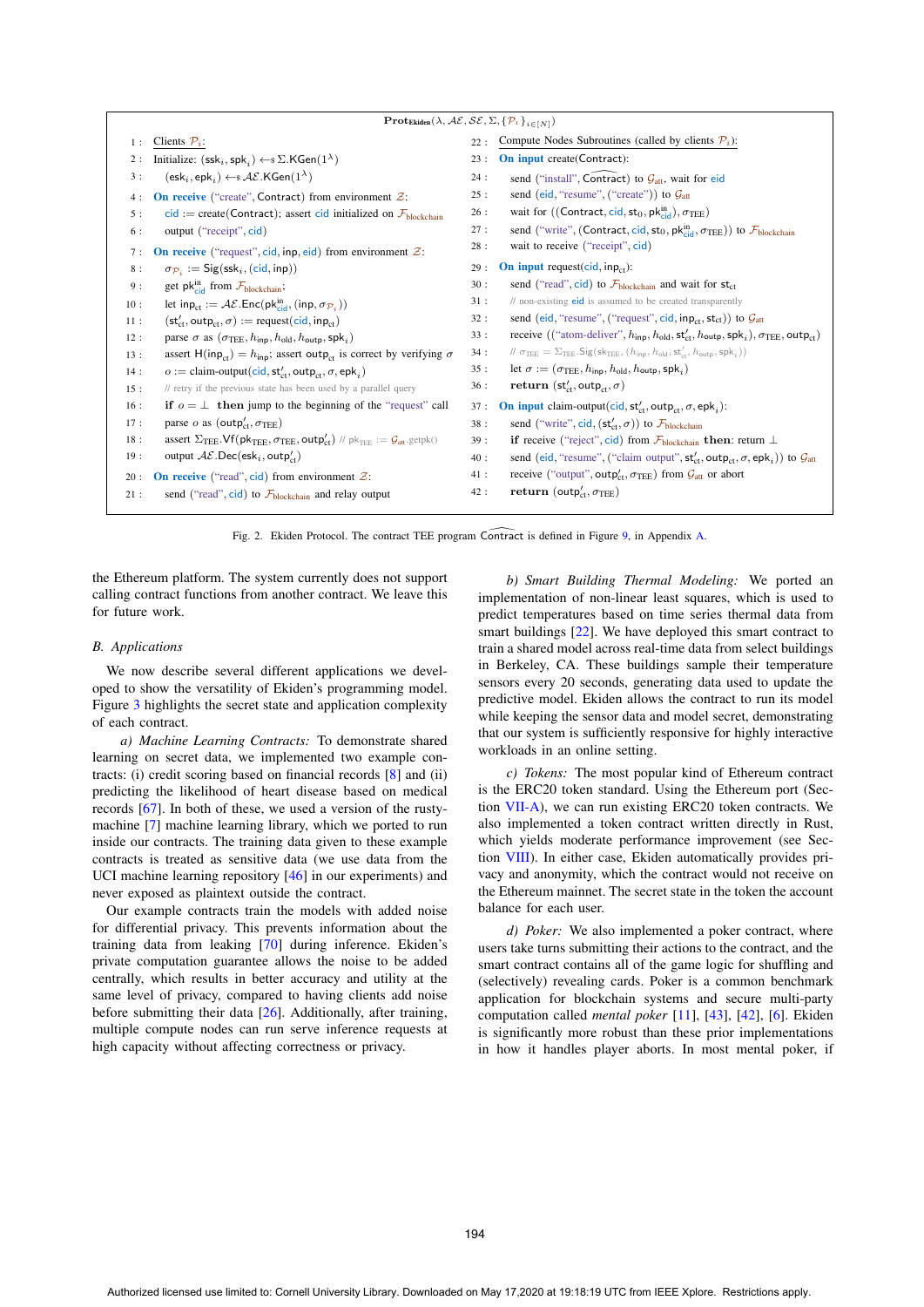```
Prot_Ekiden(λ, AE, SE, Σ, {P_i}_{i∈[N]})

1 :  Clients P_i:
2 :  Initialize: (ssk_i, spk_i) ←$ Σ.KGen(1^λ)
3 :      (esk_i, epk_i) ←$ AE.KGen(1^λ)
4 :  On receive ("create", Contract) from environment Z:
5 :      cid := create(Contract); assert cid initialized on F_blockchain
6 :      output ("receipt", cid)
7 :  On receive ("request", cid, inp, eid) from environment Z:
8 :      σ_{P_i} := Sig(ssk_i, (cid, inp))
9 :      get pk^in_cid from F_blockchain;
10 :     let inp_ct := AE.Enc(pk^in_cid, (inp, σ_{P_i}))
11 :     (st'_ct, outp_ct, σ) := request(cid, inp_ct)
12 :     parse σ as (σ_TEE, h_inp, h_old, h_outp, spk_i)
13 :     assert H(inp_ct) = h_inp; assert outp_ct is correct by verifying σ
14 :     o := claim-output(cid, st'_ct, outp_ct, σ, epk_i)
15 :     // retry if the previous state has been used by a parallel query
16 :     if o = ⊥ then jump to the beginning of the "request" call
17 :     parse o as (outp'_ct, σ_TEE)
18 :     assert Σ_TEE.Vf(pk_TEE, σ_TEE, outp'_ct) // pk_TEE := G_att.getpk()
19 :     output AE.Dec(esk_i, outp'_ct)
20 : On receive ("read", cid) from environment Z:
21 :     send ("read", cid) to F_blockchain and relay output

22 : Compute Nodes Subroutines (called by clients P_i):
23 : On input create(Contract):
24 :     send ("install", Contract) to G_att, wait for eid
25 :     send (eid, "resume", ("create")) to G_att
26 :     wait for ((Contract, cid, st_0, pk^in_cid), σ_TEE)
27 :     send ("write", (Contract, cid, st_0, pk^in_cid, σ_TEE)) to F_blockchain
28 :     wait to receive ("receipt", cid)
29 : On input request(cid, inp_ct):
30 :     send ("read", cid) to F_blockchain and wait for st_ct
31 :     // non-existing eid is assumed to be created transparently
32 :     send (eid, "resume", ("request", cid, inp_ct, st_ct)) to G_att
33 :     receive (("atom-deliver", h_inp, h_old, st'_ct, h_outp, spk_i), σ_TEE, outp_ct)
34 :     // σ_TEE = Σ_TEE.Sig(sk_TEE, (h_inp, h_old, st'_ct, h_outp, spk_i))
35 :     let σ := (σ_TEE, h_inp, h_old, h_outp, spk_i)
36 :     return (st'_ct, outp_ct, σ)
37 : On input claim-output(cid, st'_ct, outp_ct, σ, epk_i):
38 :     send ("write", cid, (st'_ct, σ)) to F_blockchain
39 :     if receive ("reject", cid) from F_blockchain then: return ⊥
40 :     send (eid, "resume", ("claim output", st'_ct, outp_ct, σ, epk_i)) to G_att
41 :     receive ("output", outp'_ct, σ_TEE) from G_att or abort
42 :     return (outp'_ct, σ_TEE)
```

Fig. 2. Ekiden Protocol. The contract TEE program $\widehat{\text{Contract}}$ is defined in Figure 9, in Appendix A.

the Ethereum platform. The system currently does not support calling contract functions from another contract. We leave this for future work.

## B. Applications

We now describe several different applications we developed to show the versatility of Ekiden's programming model. Figure 3 highlights the secret state and application complexity of each contract.

*a) Machine Learning Contracts:* To demonstrate shared learning on secret data, we implemented two example contracts: (i) credit scoring based on financial records [8] and (ii) predicting the likelihood of heart disease based on medical records [67]. In both of these, we used a version of the rusty-machine [7] machine learning library, which we ported to run inside our contracts. The training data given to these example contracts is treated as sensitive data (we use data from the UCI machine learning repository [46] in our experiments) and never exposed as plaintext outside the contract.

Our example contracts train the models with added noise for differential privacy. This prevents information about the training data from leaking [70] during inference. Ekiden's private computation guarantee allows the noise to be added centrally, which results in better accuracy and utility at the same level of privacy, compared to having clients add noise before submitting their data [26]. Additionally, after training, multiple compute nodes can run serve inference requests at high capacity without affecting correctness or privacy.

*b) Smart Building Thermal Modeling:* We ported an implementation of non-linear least squares, which is used to predict temperatures based on time series thermal data from smart buildings [22]. We have deployed this smart contract to train a shared model across real-time data from select buildings in Berkeley, CA. These buildings sample their temperature sensors every 20 seconds, generating data used to update the predictive model. Ekiden allows the contract to run its model while keeping the sensor data and model secret, demonstrating that our system is sufficiently responsive for highly interactive workloads in an online setting.

*c) Tokens:* The most popular kind of Ethereum contract is the ERC20 token standard. Using the Ethereum port (Section VII-A), we can run existing ERC20 token contracts. We also implemented a token contract written directly in Rust, which yields moderate performance improvement (see Section VIII). In either case, Ekiden automatically provides privacy and anonymity, which the contract would not receive on the Ethereum mainnet. The secret state in the token the account balance for each user.

*d) Poker:* We also implemented a poker contract, where users take turns submitting their actions to the contract, and the smart contract contains all of the game logic for shuffling and (selectively) revealing cards. Poker is a common benchmark application for blockchain systems and secure multi-party computation called *mental poker* [11], [43], [42], [6]. Ekiden is significantly more robust than these prior implementations in how it handles player aborts. In most mental poker, if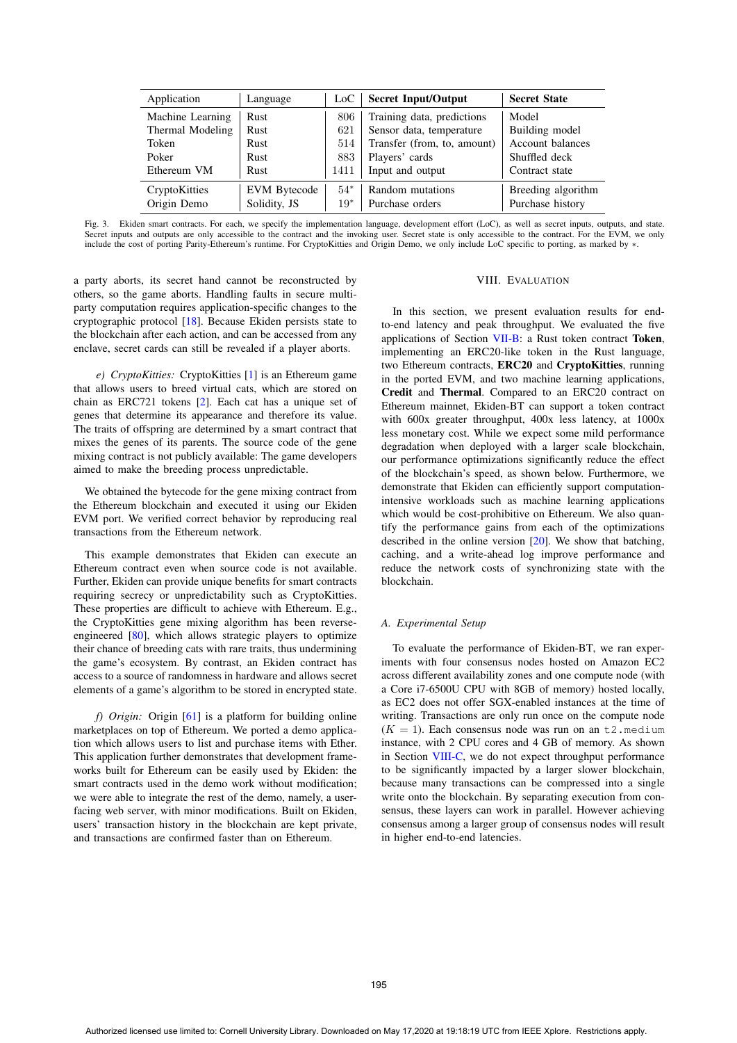| Application | Language | LoC | **Secret Input/Output** | **Secret State** |
|---|---|---|---|---|
| Machine Learning | Rust | 806 | Training data, predictions | Model |
| Thermal Modeling | Rust | 621 | Sensor data, temperature | Building model |
| Token | Rust | 514 | Transfer (from, to, amount) | Account balances |
| Poker | Rust | 883 | Players' cards | Shuffled deck |
| Ethereum VM | Rust | 1411 | Input and output | Contract state |
| CryptoKitties | EVM Bytecode | $54^*$ | Random mutations | Breeding algorithm |
| Origin Demo | Solidity, JS | $19^*$ | Purchase orders | Purchase history |

Fig. 3. Ekiden smart contracts. For each, we specify the implementation language, development effort (LoC), as well as secret inputs, outputs, and state. Secret inputs and outputs are only accessible to the contract and the invoking user. Secret state is only accessible to the contract. For the EVM, we only include the cost of porting Parity-Ethereum's runtime. For CryptoKitties and Origin Demo, we only include LoC specific to porting, as marked by $*$.

a party aborts, its secret hand cannot be reconstructed by others, so the game aborts. Handling faults in secure multi-party computation requires application-specific changes to the cryptographic protocol [18]. Because Ekiden persists state to the blockchain after each action, and can be accessed from any enclave, secret cards can still be revealed if a player aborts.

*e) CryptoKitties:* CryptoKitties [1] is an Ethereum game that allows users to breed virtual cats, which are stored on chain as ERC721 tokens [2]. Each cat has a unique set of genes that determine its appearance and therefore its value. The traits of offspring are determined by a smart contract that mixes the genes of its parents. The source code of the gene mixing contract is not publicly available: The game developers aimed to make the breeding process unpredictable.

We obtained the bytecode for the gene mixing contract from the Ethereum blockchain and executed it using our Ekiden EVM port. We verified correct behavior by reproducing real transactions from the Ethereum network.

This example demonstrates that Ekiden can execute an Ethereum contract even when source code is not available. Further, Ekiden can provide unique benefits for smart contracts requiring secrecy or unpredictability such as CryptoKitties. These properties are difficult to achieve with Ethereum. E.g., the CryptoKitties gene mixing algorithm has been reverse-engineered [80], which allows strategic players to optimize their chance of breeding cats with rare traits, thus undermining the game's ecosystem. By contrast, an Ekiden contract has access to a source of randomness in hardware and allows secret elements of a game's algorithm to be stored in encrypted state.

*f) Origin:* Origin [61] is a platform for building online marketplaces on top of Ethereum. We ported a demo application which allows users to list and purchase items with Ether. This application further demonstrates that development frameworks built for Ethereum can be easily used by Ekiden: the smart contracts used in the demo work without modification; we were able to integrate the rest of the demo, namely, a user-facing web server, with minor modifications. Built on Ekiden, users' transaction history in the blockchain are kept private, and transactions are confirmed faster than on Ethereum.

## VIII. Evaluation

In this section, we present evaluation results for end-to-end latency and peak throughput. We evaluated the five applications of Section VII-B: a Rust token contract **Token**, implementing an ERC20-like token in the Rust language, two Ethereum contracts, **ERC20** and **CryptoKitties**, running in the ported EVM, and two machine learning applications, **Credit** and **Thermal**. Compared to an ERC20 contract on Ethereum mainnet, Ekiden-BT can support a token contract with 600x greater throughput, 400x less latency, at 1000x less monetary cost. While we expect some mild performance degradation when deployed with a larger scale blockchain, our performance optimizations significantly reduce the effect of the blockchain's speed, as shown below. Furthermore, we demonstrate that Ekiden can efficiently support computation-intensive workloads such as machine learning applications which would be cost-prohibitive on Ethereum. We also quantify the performance gains from each of the optimizations described in the online version [20]. We show that batching, caching, and a write-ahead log improve performance and reduce the network costs of synchronizing state with the blockchain.

### A. Experimental Setup

To evaluate the performance of Ekiden-BT, we ran experiments with four consensus nodes hosted on Amazon EC2 across different availability zones and one compute node (with a Core i7-6500U CPU with 8GB of memory) hosted locally, as EC2 does not offer SGX-enabled instances at the time of writing. Transactions are only run once on the compute node ($K = 1$). Each consensus node was run on an `t2.medium` instance, with 2 CPU cores and 4 GB of memory. As shown in Section VIII-C, we do not expect throughput performance to be significantly impacted by a larger slower blockchain, because many transactions can be compressed into a single write onto the blockchain. By separating execution from consensus, these layers can work in parallel. However achieving consensus among a larger group of consensus nodes will result in higher end-to-end latencies.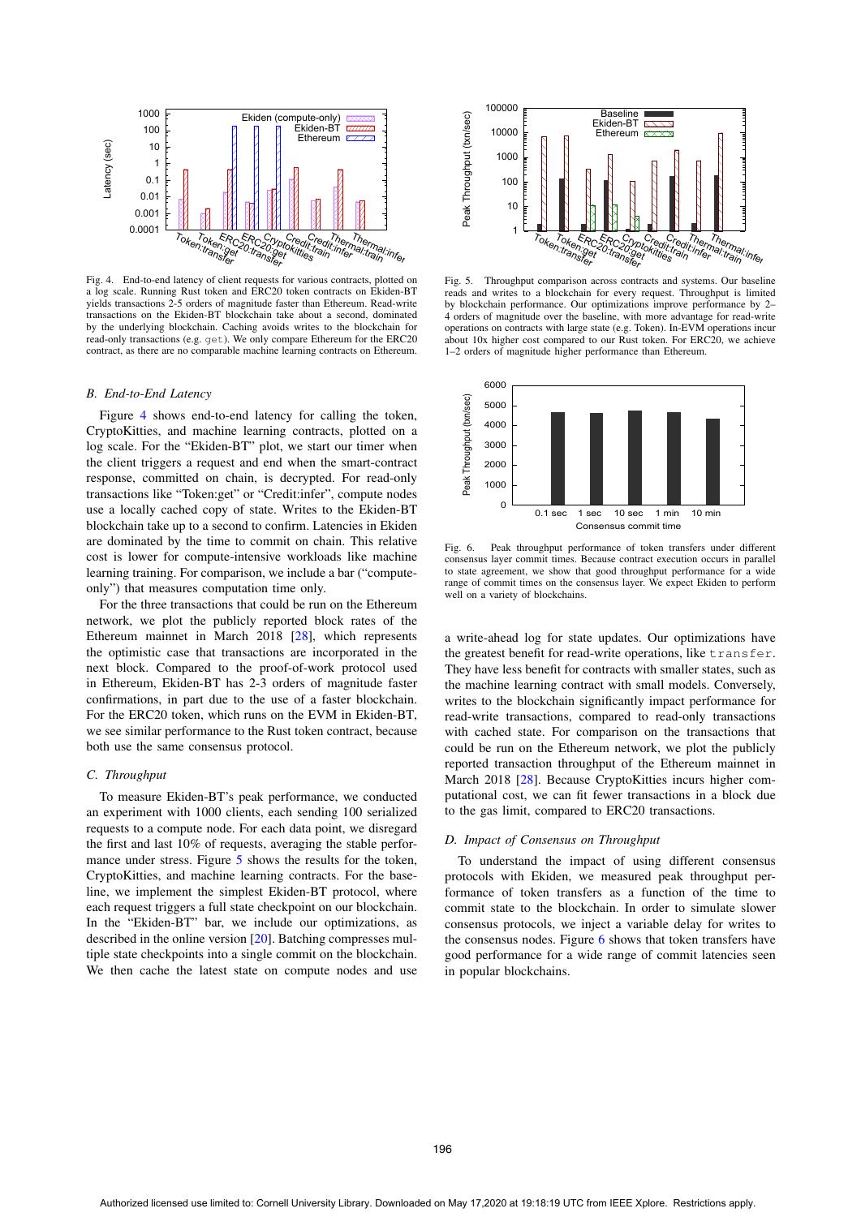Fig. 4. End-to-end latency of client requests for various contracts, plotted on a log scale. Running Rust token and ERC20 token contracts on Ekiden-BT yields transactions 2-5 orders of magnitude faster than Ethereum. Read-write transactions on the Ekiden-BT blockchain take about a second, dominated by the underlying blockchain. Caching avoids writes to the blockchain for read-only transactions (e.g. `get`). We only compare Ethereum for the ERC20 contract, as there are no comparable machine learning contracts on Ethereum.

Fig. 5. Throughput comparison across contracts and systems. Our baseline reads and writes to a blockchain for every request. Throughput is limited by blockchain performance. Our optimizations improve performance by 2–4 orders of magnitude over the baseline, with more advantage for read-write operations on contracts with large state (e.g. Token). In-EVM operations incur about 10x higher cost compared to our Rust token. For ERC20, we achieve 1–2 orders of magnitude higher performance than Ethereum.

Fig. 6. Peak throughput performance of token transfers under different consensus layer commit times. Because contract execution occurs in parallel to state agreement, we show that good throughput performance for a wide range of commit times on the consensus layer. We expect Ekiden to perform well on a variety of blockchains.

### B. End-to-End Latency

Figure 4 shows end-to-end latency for calling the token, CryptoKitties, and machine learning contracts, plotted on a log scale. For the "Ekiden-BT" plot, we start our timer when the client triggers a request and end when the smart-contract response, committed on chain, is decrypted. For read-only transactions like "Token:get" or "Credit:infer", compute nodes use a locally cached copy of state. Writes to the Ekiden-BT blockchain take up to a second to confirm. Latencies in Ekiden are dominated by the time to commit on chain. This relative cost is lower for compute-intensive workloads like machine learning training. For comparison, we include a bar ("compute-only") that measures computation time only.

For the three transactions that could be run on the Ethereum network, we plot the publicly reported block rates of the Ethereum mainnet in March 2018 [28], which represents the optimistic case that transactions are incorporated in the next block. Compared to the proof-of-work protocol used in Ethereum, Ekiden-BT has 2-3 orders of magnitude faster confirmations, in part due to the use of a faster blockchain. For the ERC20 token, which runs on the EVM in Ekiden-BT, we see similar performance to the Rust token contract, because both use the same consensus protocol.

### C. Throughput

To measure Ekiden-BT's peak performance, we conducted an experiment with 1000 clients, each sending 100 serialized requests to a compute node. For each data point, we disregard the first and last 10% of requests, averaging the peak performance under stress. Figure 5 shows the results for the token, CryptoKitties, and machine learning contracts. For the baseline, we implement the simplest Ekiden-BT protocol, where each request triggers a full state checkpoint on our blockchain. In the "Ekiden-BT" bar, we include our optimizations, as described in the online version [20]. Batching compresses multiple state checkpoints into a single commit on the blockchain. We then cache the latest state on compute nodes and use a write-ahead log for state updates. Our optimizations have the greatest benefit for read-write operations, like `transfer`. They have less benefit for contracts with smaller states, such as the machine learning contract with small models. Conversely, writes to the blockchain significantly impact performance for read-write transactions, compared to read-only transactions with cached state. For comparison on the transactions that could be run on the Ethereum network, we plot the publicly reported transaction throughput of the Ethereum mainnet in March 2018 [28]. Because CryptoKitties incurs higher computational cost, we can fit fewer transactions in a block due to the gas limit, compared to ERC20 transactions.

### D. Impact of Consensus on Throughput

To understand the impact of using different consensus protocols with Ekiden, we measured peak throughput performance of token transfers as a function of the time to commit state to the blockchain. In order to simulate slower consensus protocols, we inject a variable delay for writes to the consensus nodes. Figure 6 shows that token transfers have good performance for a wide range of commit latencies seen in popular blockchains.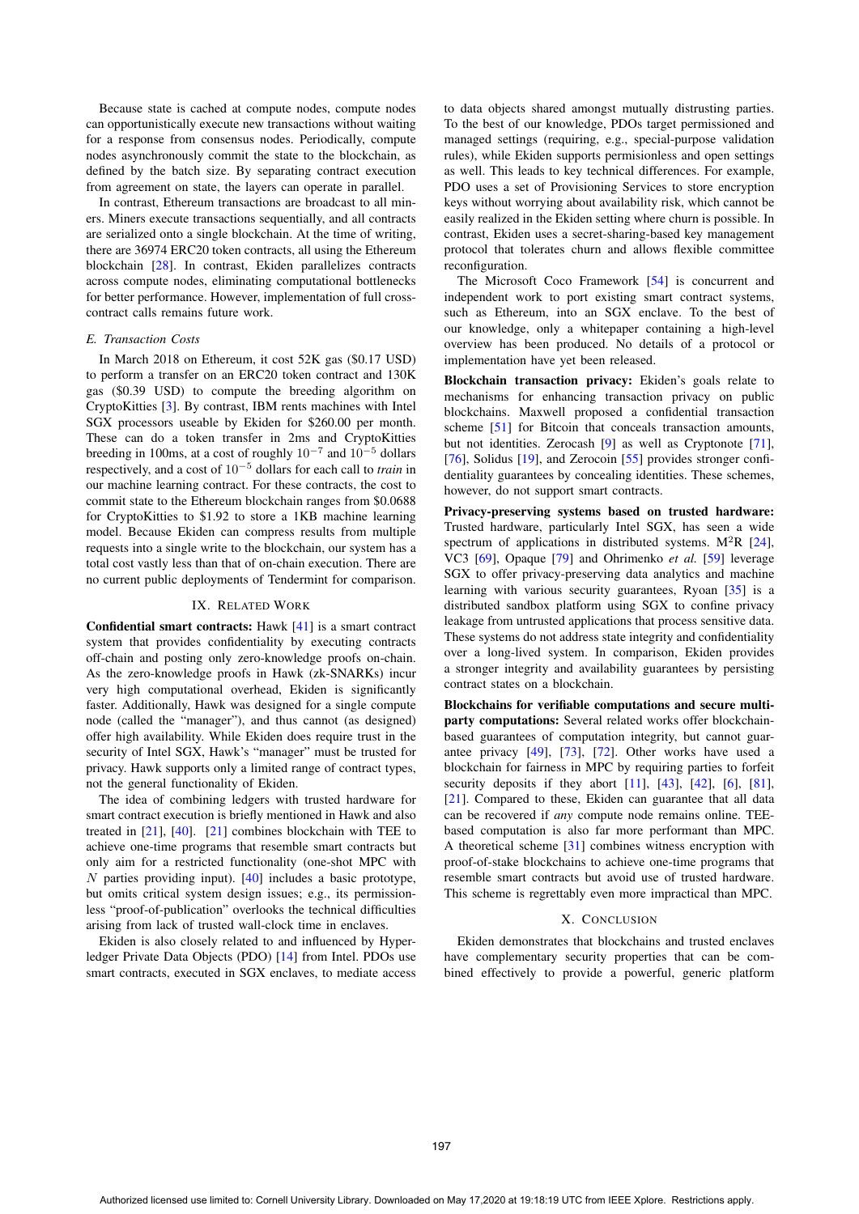Because state is cached at compute nodes, compute nodes can opportunistically execute new transactions without waiting for a response from consensus nodes. Periodically, compute nodes asynchronously commit the state to the blockchain, as defined by the batch size. By separating contract execution from agreement on state, the layers can operate in parallel.

In contrast, Ethereum transactions are broadcast to all miners. Miners execute transactions sequentially, and all contracts are serialized onto a single blockchain. At the time of writing, there are 36974 ERC20 token contracts, all using the Ethereum blockchain [28]. In contrast, Ekiden parallelizes contracts across compute nodes, eliminating computational bottlenecks for better performance. However, implementation of full cross-contract calls remains future work.

### E. Transaction Costs

In March 2018 on Ethereum, it cost 52K gas ($0.17 USD) to perform a transfer on an ERC20 token contract and 130K gas ($0.39 USD) to compute the breeding algorithm on CryptoKitties [3]. By contrast, IBM rents machines with Intel SGX processors useable by Ekiden for $260.00 per month. These can do a token transfer in 2ms and CryptoKitties breeding in 100ms, at a cost of roughly $10^{-7}$ and $10^{-5}$ dollars respectively, and a cost of $10^{-5}$ dollars for each call to *train* in our machine learning contract. For these contracts, the cost to commit state to the Ethereum blockchain ranges from $0.0688 for CryptoKitties to $1.92 to store a 1KB machine learning model. Because Ekiden can compress results from multiple requests into a single write to the blockchain, our system has a total cost vastly less than that of on-chain execution. There are no current public deployments of Tendermint for comparison.

## IX. Related Work

**Confidential smart contracts:** Hawk [41] is a smart contract system that provides confidentiality by executing contracts off-chain and posting only zero-knowledge proofs on-chain. As the zero-knowledge proofs in Hawk (zk-SNARKs) incur very high computational overhead, Ekiden is significantly faster. Additionally, Hawk was designed for a single compute node (called the "manager"), and thus cannot (as designed) offer high availability. While Ekiden does require trust in the security of Intel SGX, Hawk's "manager" must be trusted for privacy. Hawk supports only a limited range of contract types, not the general functionality of Ekiden.

The idea of combining ledgers with trusted hardware for smart contract execution is briefly mentioned in Hawk and also treated in [21], [40]. [21] combines blockchain with TEE to achieve one-time programs that resemble smart contracts but only aim for a restricted functionality (one-shot MPC with $N$ parties providing input). [40] includes a basic prototype, but omits critical system design issues; e.g., its permissionless "proof-of-publication" overlooks the technical difficulties arising from lack of trusted wall-clock time in enclaves.

Ekiden is also closely related to and influenced by Hyperledger Private Data Objects (PDO) [14] from Intel. PDOs use smart contracts, executed in SGX enclaves, to mediate access to data objects shared amongst mutually distrusting parties. To the best of our knowledge, PDOs target permissioned and managed settings (requiring, e.g., special-purpose validation rules), while Ekiden supports permisionless and open settings as well. This leads to key technical differences. For example, PDO uses a set of Provisioning Services to store encryption keys without worrying about availability risk, which cannot be easily realized in the Ekiden setting where churn is possible. In contrast, Ekiden uses a secret-sharing-based key management protocol that tolerates churn and allows flexible committee reconfiguration.

The Microsoft Coco Framework [54] is concurrent and independent work to port existing smart contract systems, such as Ethereum, into an SGX enclave. To the best of our knowledge, only a whitepaper containing a high-level overview has been produced. No details of a protocol or implementation have yet been released.

**Blockchain transaction privacy:** Ekiden's goals relate to mechanisms for enhancing transaction privacy on public blockchains. Maxwell proposed a confidential transaction scheme [51] for Bitcoin that conceals transaction amounts, but not identities. Zerocash [9] as well as Cryptonote [71], [76], Solidus [19], and Zerocoin [55] provides stronger confidentiality guarantees by concealing identities. These schemes, however, do not support smart contracts.

**Privacy-preserving systems based on trusted hardware:** Trusted hardware, particularly Intel SGX, has seen a wide spectrum of applications in distributed systems. $M^2R$ [24], VC3 [69], Opaque [79] and Ohrimenko *et al.* [59] leverage SGX to offer privacy-preserving data analytics and machine learning with various security guarantees, Ryoan [35] is a distributed sandbox platform using SGX to confine privacy leakage from untrusted applications that process sensitive data. These systems do not address state integrity and confidentiality over a long-lived system. In comparison, Ekiden provides a stronger integrity and availability guarantees by persisting contract states on a blockchain.

**Blockchains for verifiable computations and secure multi-party computations:** Several related works offer blockchain-based guarantees of computation integrity, but cannot guarantee privacy [49], [73], [72]. Other works have used a blockchain for fairness in MPC by requiring parties to forfeit security deposits if they abort [11], [43], [42], [6], [81], [21]. Compared to these, Ekiden can guarantee that all data can be recovered if *any* compute node remains online. TEE-based computation is also far more performant than MPC. A theoretical scheme [31] combines witness encryption with proof-of-stake blockchains to achieve one-time programs that resemble smart contracts but avoid use of trusted hardware. This scheme is regrettably even more impractical than MPC.

## X. Conclusion

Ekiden demonstrates that blockchains and trusted enclaves have complementary security properties that can be combined effectively to provide a powerful, generic platform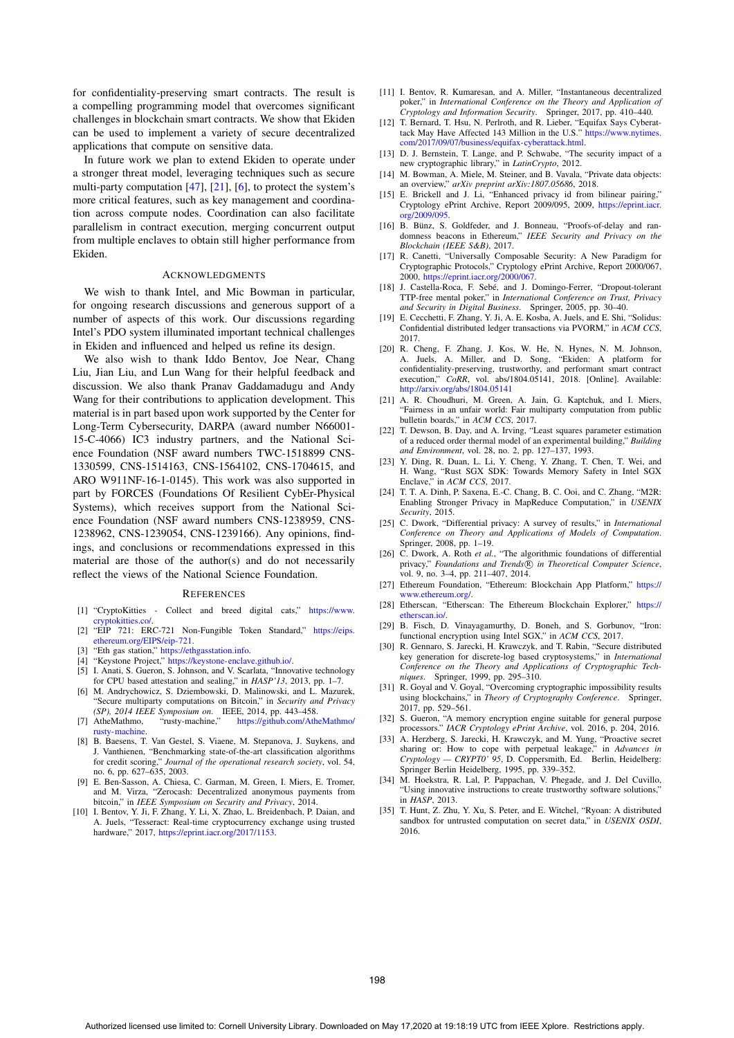for confidentiality-preserving smart contracts. The result is a compelling programming model that overcomes significant challenges in blockchain smart contracts. We show that Ekiden can be used to implement a variety of secure decentralized applications that compute on sensitive data.

In future work we plan to extend Ekiden to operate under a stronger threat model, leveraging techniques such as secure multi-party computation [47], [21], [6], to protect the system's more critical features, such as key management and coordination across compute nodes. Coordination can also facilitate parallelism in contract execution, merging concurrent output from multiple enclaves to obtain still higher performance from Ekiden.

## Acknowledgments

We wish to thank Intel, and Mic Bowman in particular, for ongoing research discussions and generous support of a number of aspects of this work. Our discussions regarding Intel's PDO system illuminated important technical challenges in Ekiden and influenced and helped us refine its design.

We also wish to thank Iddo Bentov, Joe Near, Chang Liu, Jian Liu, and Lun Wang for their helpful feedback and discussion. We also thank Pranav Gaddamadugu and Andy Wang for their contributions to application development. This material is in part based upon work supported by the Center for Long-Term Cybersecurity, DARPA (award number N66001-15-C-4066) IC3 industry partners, and the National Science Foundation (NSF award numbers TWC-1518899 CNS-1330599, CNS-1514163, CNS-1564102, CNS-1704615, and ARO W911NF-16-1-0145). This work was also supported in part by FORCES (Foundations Of Resilient CybEr-Physical Systems), which receives support from the National Science Foundation (NSF award numbers CNS-1238959, CNS-1238962, CNS-1239054, CNS-1239166). Any opinions, findings, and conclusions or recommendations expressed in this material are those of the author(s) and do not necessarily reflect the views of the National Science Foundation.

## References

[1] "CryptoKitties - Collect and breed digital cats," https://www.cryptokitties.co/.

[2] "EIP 721: ERC-721 Non-Fungible Token Standard," https://eips.ethereum.org/EIPS/eip-721.

[3] "Eth gas station," https://ethgasstation.info.

[4] "Keystone Project," https://keystone-enclave.github.io/.

[5] I. Anati, S. Gueron, S. Johnson, and V. Scarlata, "Innovative technology for CPU based attestation and sealing," in *HASP'13*, 2013, pp. 1–7.

[6] M. Andrychowicz, S. Dziembowski, D. Malinowski, and L. Mazurek, "Secure multiparty computations on Bitcoin," in *Security and Privacy (SP), 2014 IEEE Symposium on*. IEEE, 2014, pp. 443–458.

[7] AtheMathmo, "rusty-machine," https://github.com/AtheMathmo/rusty-machine.

[8] B. Baesens, T. Van Gestel, S. Viaene, M. Stepanova, J. Suykens, and J. Vanthienen, "Benchmarking state-of-the-art classification algorithms for credit scoring," *Journal of the operational research society*, vol. 54, no. 6, pp. 627–635, 2003.

[9] E. Ben-Sasson, A. Chiesa, C. Garman, M. Green, I. Miers, E. Tromer, and M. Virza, "Zerocash: Decentralized anonymous payments from bitcoin," in *IEEE Symposium on Security and Privacy*, 2014.

[10] I. Bentov, Y. Ji, F. Zhang, Y. Li, X. Zhao, L. Breidenbach, P. Daian, and A. Juels, "Tesseract: Real-time cryptocurrency exchange using trusted hardware," 2017, https://eprint.iacr.org/2017/1153.

[11] I. Bentov, R. Kumaresan, and A. Miller, "Instantaneous decentralized poker," in *International Conference on the Theory and Application of Cryptology and Information Security*. Springer, 2017, pp. 410–440.

[12] T. Bernard, T. Hsu, N. Perlroth, and R. Lieber, "Equifax Says Cyberattack May Have Affected 143 Million in the U.S." https://www.nytimes.com/2017/09/07/business/equifax-cyberattack.html.

[13] D. J. Bernstein, T. Lange, and P. Schwabe, "The security impact of a new cryptographic library," in *LatinCrypto*, 2012.

[14] M. Bowman, A. Miele, M. Steiner, and B. Vavala, "Private data objects: an overview," *arXiv preprint arXiv:1807.05686*, 2018.

[15] E. Brickell and J. Li, "Enhanced privacy id from bilinear pairing," Cryptology ePrint Archive, Report 2009/095, 2009, https://eprint.iacr.org/2009/095.

[16] B. Bünz, S. Goldfeder, and J. Bonneau, "Proofs-of-delay and randomness beacons in Ethereum," *IEEE Security and Privacy on the Blockchain (IEEE S&B)*, 2017.

[17] R. Canetti, "Universally Composable Security: A New Paradigm for Cryptographic Protocols," Cryptology ePrint Archive, Report 2000/067, 2000, https://eprint.iacr.org/2000/067.

[18] J. Castella-Roca, F. Sebé, and J. Domingo-Ferrer, "Dropout-tolerant TTP-free mental poker," in *International Conference on Trust, Privacy and Security in Digital Business*. Springer, 2005, pp. 30–40.

[19] E. Cecchetti, F. Zhang, Y. Ji, A. E. Kosba, A. Juels, and E. Shi, "Solidus: Confidential distributed ledger transactions via PVORM," in *ACM CCS*, 2017.

[20] R. Cheng, F. Zhang, J. Kos, W. He, N. Hynes, N. M. Johnson, A. Juels, A. Miller, and D. Song, "Ekiden: A platform for confidentiality-preserving, trustworthy, and performant smart contract execution," *CoRR*, vol. abs/1804.05141, 2018. [Online]. Available: http://arxiv.org/abs/1804.05141

[21] A. R. Choudhuri, M. Green, A. Jain, G. Kaptchuk, and I. Miers, "Fairness in an unfair world: Fair multiparty computation from public bulletin boards," in *ACM CCS*, 2017.

[22] T. Dewson, B. Day, and A. Irving, "Least squares parameter estimation of a reduced order thermal model of an experimental building," *Building and Environment*, vol. 28, no. 2, pp. 127–137, 1993.

[23] Y. Ding, R. Duan, L. Li, Y. Cheng, Y. Zhang, T. Chen, T. Wei, and H. Wang, "Rust SGX SDK: Towards Memory Safety in Intel SGX Enclave," in *ACM CCS*, 2017.

[24] T. T. A. Dinh, P. Saxena, E.-C. Chang, B. C. Ooi, and C. Zhang, "M2R: Enabling Stronger Privacy in MapReduce Computation," in *USENIX Security*, 2015.

[25] C. Dwork, "Differential privacy: A survey of results," in *International Conference on Theory and Applications of Models of Computation*. Springer, 2008, pp. 1–19.

[26] C. Dwork, A. Roth *et al.*, "The algorithmic foundations of differential privacy," *Foundations and Trends® in Theoretical Computer Science*, vol. 9, no. 3–4, pp. 211–407, 2014.

[27] Ethereum Foundation, "Ethereum: Blockchain App Platform," https://www.ethereum.org/.

[28] Etherscan, "Etherscan: The Ethereum Blockchain Explorer," https://etherscan.io/.

[29] B. Fisch, D. Vinayagamurthy, D. Boneh, and S. Gorbunov, "Iron: functional encryption using Intel SGX," in *ACM CCS*, 2017.

[30] R. Gennaro, S. Jarecki, H. Krawczyk, and T. Rabin, "Secure distributed key generation for discrete-log based cryptosystems," in *International Conference on the Theory and Applications of Cryptographic Techniques*. Springer, 1999, pp. 295–310.

[31] R. Goyal and V. Goyal, "Overcoming cryptographic impossibility results using blockchains," in *Theory of Cryptography Conference*. Springer, 2017, pp. 529–561.

[32] S. Gueron, "A memory encryption engine suitable for general purpose processors." *IACR Cryptology ePrint Archive*, vol. 2016, p. 204, 2016.

[33] A. Herzberg, S. Jarecki, H. Krawczyk, and M. Yung, "Proactive secret sharing or: How to cope with perpetual leakage," in *Advances in Cryptology — CRYPTO' 95*, D. Coppersmith, Ed. Berlin, Heidelberg: Springer Berlin Heidelberg, 1995, pp. 339–352.

[34] M. Hoekstra, R. Lal, P. Pappachan, V. Phegade, and J. Del Cuvillo, "Using innovative instructions to create trustworthy software solutions," in *HASP*, 2013.

[35] T. Hunt, Z. Zhu, Y. Xu, S. Peter, and E. Witchel, "Ryoan: A distributed sandbox for untrusted computation on secret data," in *USENIX OSDI*, 2016.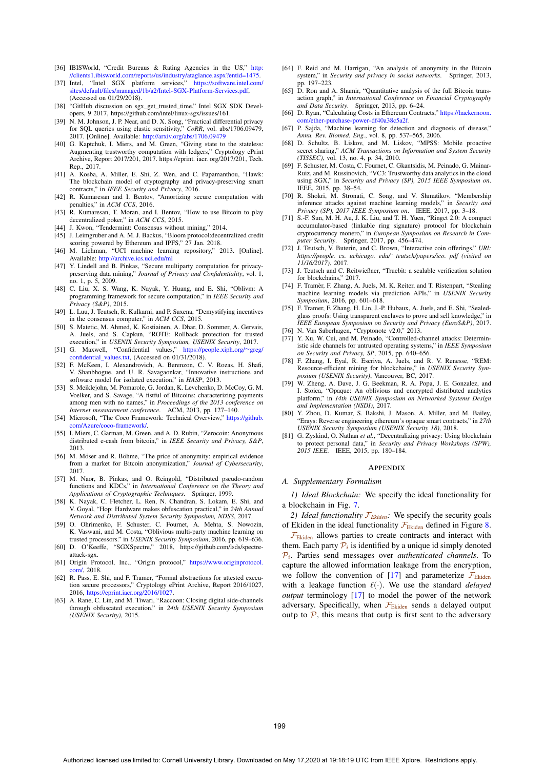[36] IBISWorld, "Credit Bureaus & Rating Agencies in the US," http://clients1.ibisworld.com/reports/us/industry/ataglance.aspx?entid=1475.

[37] Intel, "Intel SGX platform services," https://software.intel.com/sites/default/files/managed/1b/a2/Intel-SGX-Platform-Services.pdf, (Accessed on 01/29/2018).

[38] "GitHub discussion on sgx_get_trusted_time," Intel SGX SDK Developers, 9 2017, https://github.com/intel/linux-sgx/issues/161.

[39] N. M. Johnson, J. P. Near, and D. X. Song, "Practical differential privacy for SQL queries using elastic sensitivity," *CoRR*, vol. abs/1706.09479, 2017. [Online]. Available: http://arxiv.org/abs/1706.09479

[40] G. Kaptchuk, I. Miers, and M. Green, "Giving state to the stateless: Augmenting trustworthy computation with ledgers," Cryptology ePrint Archive, Report 2017/201, 2017. https://eprint. iacr. org/2017/201, Tech. Rep., 2017.

[41] A. Kosba, A. Miller, E. Shi, Z. Wen, and C. Papamanthou, "Hawk: The blockchain model of cryptography and privacy-preserving smart contracts," in *IEEE Security and Privacy*, 2016.

[42] R. Kumaresan and I. Bentov, "Amortizing secure computation with penalties," in *ACM CCS*, 2016.

[43] R. Kumaresan, T. Moran, and I. Bentov, "How to use Bitcoin to play decentralized poker," in *ACM CCS*, 2015.

[44] J. Kwon, "Tendermint: Consensus without mining," 2014.

[45] J. Leimgruber and A. M. J. Backus, "Bloom protocol:decentralized credit scoring powered by Ethereum and IPFS," 27 Jan. 2018.

[46] M. Lichman, "UCI machine learning repository," 2013. [Online]. Available: http://archive.ics.uci.edu/ml

[47] Y. Lindell and B. Pinkas, "Secure multiparty computation for privacy-preserving data mining," *Journal of Privacy and Confidentiality*, vol. 1, no. 1, p. 5, 2009.

[48] C. Liu, X. S. Wang, K. Nayak, Y. Huang, and E. Shi, "Oblivm: A programming framework for secure computation," in *IEEE Security and Privacy (S&P)*, 2015.

[49] L. Luu, J. Teutsch, R. Kulkarni, and P. Saxena, "Demystifying incentives in the consensus computer," in *ACM CCS*, 2015.

[50] S. Matetic, M. Ahmed, K. Kostiainen, A. Dhar, D. Sommer, A. Gervais, A. Juels, and S. Capkun, "ROTE: Rollback protection for trusted execution," in *USENIX Security Symposium, USENIX Security*, 2017.

[51] G. Maxwell, "Confidential values," https://people.xiph.org/~greg/confidential_values.txt, (Accessed on 01/31/2018).

[52] F. McKeen, I. Alexandrovich, A. Berenzon, C. V. Rozas, H. Shafi, V. Shanbhogue, and U. R. Savagaonkar, "Innovative instructions and software model for isolated execution," in *HASP*, 2013.

[53] S. Meiklejohn, M. Pomarole, G. Jordan, K. Levchenko, D. McCoy, G. M. Voelker, and S. Savage, "A fistful of Bitcoins: characterizing payments among men with no names," in *Proceedings of the 2013 conference on Internet measurement conference*. ACM, 2013, pp. 127–140.

[54] Microsoft, "The Coco Framework: Technical Overview," https://github.com/Azure/coco-framework/.

[55] I. Miers, C. Garman, M. Green, and A. D. Rubin, "Zerocoin: Anonymous distributed e-cash from bitcoin," in *IEEE Security and Privacy, S&P*, 2013.

[56] M. Möser and R. Böhme, "The price of anonymity: empirical evidence from a market for Bitcoin anonymization," *Journal of Cybersecurity*, 2017.

[57] M. Naor, B. Pinkas, and O. Reingold, "Distributed pseudo-random functions and KDCs," in *International Conference on the Theory and Applications of Cryptographic Techniques*. Springer, 1999.

[58] K. Nayak, C. Fletcher, L. Ren, N. Chandran, S. Lokam, E. Shi, and V. Goyal, "Hop: Hardware makes obfuscation practical," in *24th Annual Network and Distributed System Security Symposium, NDSS*, 2017.

[59] O. Ohrimenko, F. Schuster, C. Fournet, A. Mehta, S. Nowozin, K. Vaswani, and M. Costa, "Oblivious multi-party machine learning on trusted processors." in *USENIX Security Symposium*, 2016, pp. 619–636.

[60] D. O'Keeffe, "SGXSpectre," 2018, https://github.com/lsds/spectre-attack-sgx.

[61] Origin Protocol, Inc., "Origin protocol," https://www.originprotocol.com/, 2018.

[62] R. Pass, E. Shi, and F. Tramer, "Formal abstractions for attested execution secure processors," Cryptology ePrint Archive, Report 2016/1027, 2016, https://eprint.iacr.org/2016/1027.

[63] A. Rane, C. Lin, and M. Tiwari, "Raccoon: Closing digital side-channels through obfuscated execution," in *24th USENIX Security Symposium (USENIX Security)*, 2015.

[64] F. Reid and M. Harrigan, "An analysis of anonymity in the Bitcoin system," in *Security and privacy in social networks*. Springer, 2013, pp. 197–223.

[65] D. Ron and A. Shamir, "Quantitative analysis of the full Bitcoin transaction graph," in *International Conference on Financial Cryptography and Data Security*. Springer, 2013, pp. 6–24.

[66] D. Ryan, "Calculating Costs in Ethereum Contracts," https://hackernoon.com/ether-purchase-power-df40a38c5a2f.

[67] P. Sajda, "Machine learning for detection and diagnosis of disease," *Annu. Rev. Biomed. Eng.*, vol. 8, pp. 537–565, 2006.

[68] D. Schultz, B. Liskov, and M. Liskov, "MPSS: Mobile proactive secret sharing," *ACM Transactions on Information and System Security (TISSEC)*, vol. 13, no. 4, p. 34, 2010.

[69] F. Schuster, M. Costa, C. Fournet, C. Gkantsidis, M. Peinado, G. Mainar-Ruiz, and M. Russinovich, "VC3: Trustworthy data analytics in the cloud using SGX," in *Security and Privacy (SP), 2015 IEEE Symposium on*. IEEE, 2015, pp. 38–54.

[70] R. Shokri, M. Stronati, C. Song, and V. Shmatikov, "Membership inference attacks against machine learning models," in *Security and Privacy (SP), 2017 IEEE Symposium on*. IEEE, 2017, pp. 3–18.

[71] S.-F. Sun, M. H. Au, J. K. Liu, and T. H. Yuen, "Ringct 2.0: A compact accumulator-based (linkable ring signature) protocol for blockchain cryptocurrency monero," in *European Symposium on Research in Computer Security*. Springer, 2017, pp. 456–474.

[72] J. Teutsch, V. Buterin, and C. Brown, "Interactive coin offerings," *URl: https://people. cs. uchicago. edu/~ teutsch/papers/ico. pdf (visited on 11/16/2017)*, 2017.

[73] J. Teutsch and C. Reitwießner, "Truebit: a scalable verification solution for blockchains," 2017.

[74] F. Tramèr, F. Zhang, A. Juels, M. K. Reiter, and T. Ristenpart, "Stealing machine learning models via prediction APIs," in *USENIX Security Symposium*, 2016, pp. 601–618.

[75] F. Tramer, F. Zhang, H. Lin, J.-P. Hubaux, A. Juels, and E. Shi, "Sealed-glass proofs: Using transparent enclaves to prove and sell knowledge," in *IEEE European Symposium on Security and Privacy (EuroS&P)*, 2017.

[76] N. Van Saberhagen, "Cryptonote v2.0," 2013.

[77] Y. Xu, W. Cui, and M. Peinado, "Controlled-channel attacks: Deterministic side channels for untrusted operating systems," in *IEEE Symposium on Security and Privacy, SP*, 2015, pp. 640–656.

[78] F. Zhang, I. Eyal, R. Escriva, A. Juels, and R. V. Renesse, "REM: Resource-efficient mining for blockchains," in *USENIX Security Symposium (USENIX Security)*, Vancouver, BC, 2017.

[79] W. Zheng, A. Dave, J. G. Beekman, R. A. Popa, J. E. Gonzalez, and I. Stoica, "Opaque: An oblivious and encrypted distributed analytics platform," in *14th USENIX Symposium on Networked Systems Design and Implementation (NSDI)*, 2017.

[80] Y. Zhou, D. Kumar, S. Bakshi, J. Mason, A. Miller, and M. Bailey, "Erays: Reverse engineering ethereum's opaque smart contracts," in *27th USENIX Security Symposium (USENIX Security 18)*, 2018.

[81] G. Zyskind, O. Nathan *et al.*, "Decentralizing privacy: Using blockchain to protect personal data," in *Security and Privacy Workshops (SPW), 2015 IEEE*. IEEE, 2015, pp. 180–184.

# APPENDIX

## A. Supplementary Formalism

*1) Ideal Blockchain:* We specify the ideal functionality for a blockchain in Fig. 7.

*2) Ideal functionality $\mathcal{F}_{\text{Ekiden}}$:* We specify the security goals of Ekiden in the ideal functionality $\mathcal{F}_{\text{Ekiden}}$ defined in Figure 8.

$\mathcal{F}_{\text{Ekiden}}$ allows parties to create contracts and interact with them. Each party $\mathcal{P}_i$ is identified by a unique id simply denoted $\mathcal{P}_i$. Parties send messages over *authenticated channels*. To capture the allowed information leakage from the encryption, we follow the convention of [17] and parameterize $\mathcal{F}_{\text{Ekiden}}$ with a leakage function $\ell(\cdot)$. We use the standard *delayed output* terminology [17] to model the power of the network adversary. Specifically, when $\mathcal{F}_{\text{Ekiden}}$ sends a delayed output outp to $\mathcal{P}$, this means that outp is first sent to the adversary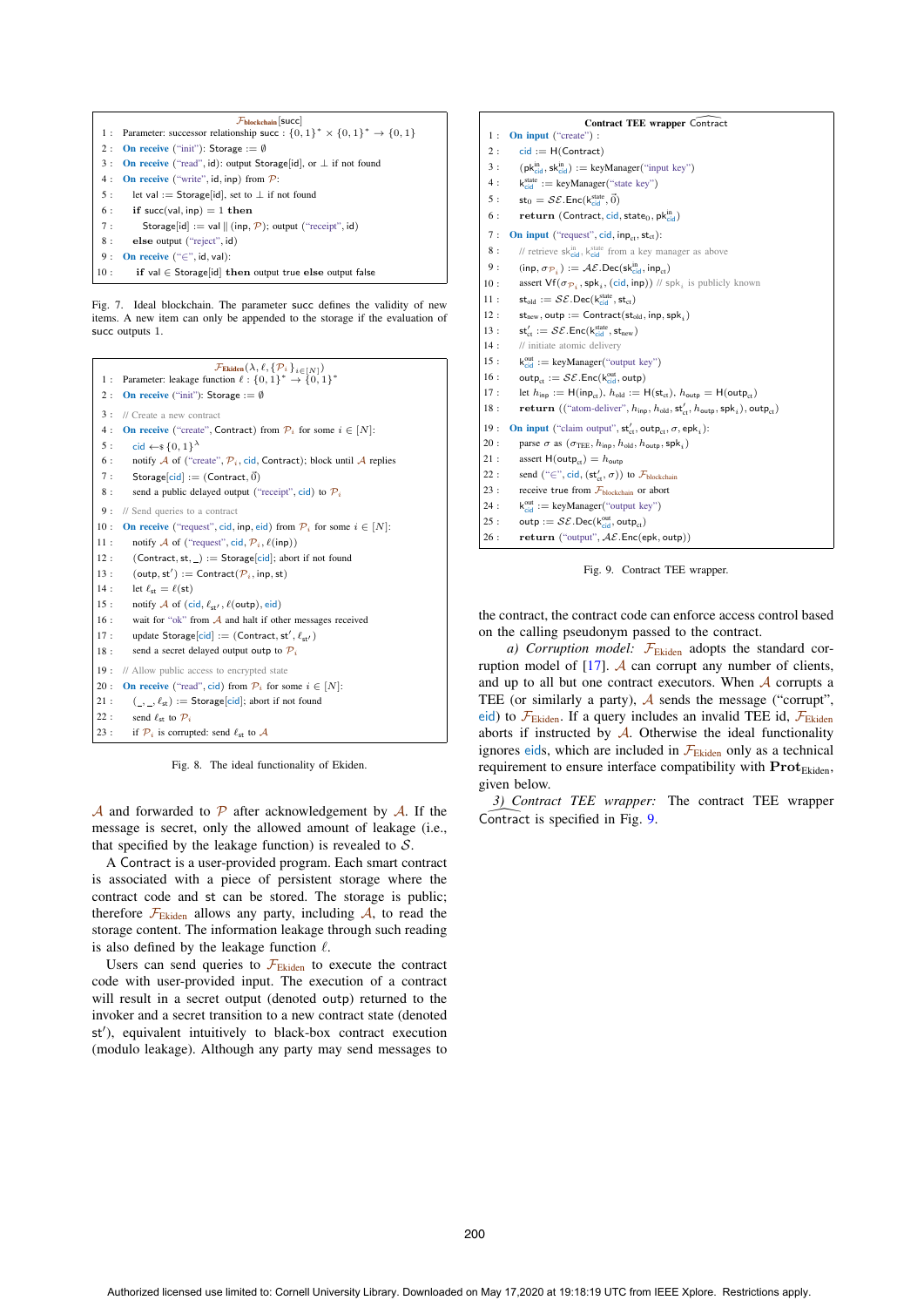```
F_blockchain[succ]
1 :  Parameter: successor relationship succ : {0,1}* × {0,1}* → {0,1}
2 :  On receive ("init"): Storage := ∅
3 :  On receive ("read", id): output Storage[id], or ⊥ if not found
4 :  On receive ("write", id, inp) from P:
5 :    let val := Storage[id], set to ⊥ if not found
6 :    if succ(val, inp) = 1 then
7 :      Storage[id] := val || (inp, P); output ("receipt", id)
8 :    else output ("reject", id)
9 :  On receive ("∈", id, val):
10 :   if val ∈ Storage[id] then output true else output false
```

Fig. 7. Ideal blockchain. The parameter succ defines the validity of new items. A new item can only be appended to the storage if the evaluation of succ outputs 1.

```
F_Ekiden(λ, ℓ, {P_i}_{i∈[N]})
1 :  Parameter: leakage function ℓ : {0,1}* → {0,1}*
2 :  On receive ("init"): Storage := ∅

3 :  // Create a new contract
4 :  On receive ("create", Contract) from P_i for some i ∈ [N]:
5 :    cid ←$ {0,1}^λ
6 :    notify A of ("create", P_i, cid, Contract); block until A replies
7 :    Storage[cid] := (Contract, 0⃗)
8 :    send a public delayed output ("receipt", cid) to P_i

9 :  // Send queries to a contract
10 : On receive ("request", cid, inp, eid) from P_i for some i ∈ [N]:
11 :   notify A of ("request", cid, P_i, ℓ(inp))
12 :   (Contract, st, _) := Storage[cid]; abort if not found
13 :   (outp, st') := Contract(P_i, inp, st)
14 :   let ℓ_st := ℓ(st)
15 :   notify A of (cid, ℓ_st', ℓ(outp), eid)
16 :   wait for "ok" from A and halt if other messages received
17 :   update Storage[cid] := (Contract, st', ℓ_st')
18 :   send a secret delayed output outp to P_i

19 : // Allow public access to encrypted state
20 : On receive ("read", cid) from P_i for some i ∈ [N]:
21 :   (_, _, ℓ_st) := Storage[cid]; abort if not found
22 :   send ℓ_st to P_i
23 :   if P_i is corrupted: send ℓ_st to A
```

Fig. 8. The ideal functionality of Ekiden.

$\mathcal{A}$ and forwarded to $\mathcal{P}$ after acknowledgement by $\mathcal{A}$. If the message is secret, only the allowed amount of leakage (i.e., that specified by the leakage function) is revealed to $\mathcal{S}$.

A Contract is a user-provided program. Each smart contract is associated with a piece of persistent storage where the contract code and st can be stored. The storage is public; therefore $\mathcal{F}_{\text{Ekiden}}$ allows any party, including $\mathcal{A}$, to read the storage content. The information leakage through such reading is also defined by the leakage function $\ell$.

Users can send queries to $\mathcal{F}_{\text{Ekiden}}$ to execute the contract code with user-provided input. The execution of a contract will result in a secret output (denoted outp) returned to the invoker and a secret transition to a new contract state (denoted st′), equivalent intuitively to black-box contract execution (modulo leakage). Although any party may send messages to the contract, the contract code can enforce access control based on the calling pseudonym passed to the contract.

*a) Corruption model:* $\mathcal{F}_{\text{Ekiden}}$ adopts the standard corruption model of [17]. $\mathcal{A}$ can corrupt any number of clients, and up to all but one contract executors. When $\mathcal{A}$ corrupts a TEE (or similarly a party), $\mathcal{A}$ sends the message ("corrupt", eid) to $\mathcal{F}_{\text{Ekiden}}$. If a query includes an invalid TEE id, $\mathcal{F}_{\text{Ekiden}}$ aborts if instructed by $\mathcal{A}$. Otherwise the ideal functionality ignores eids, which are included in $\mathcal{F}_{\text{Ekiden}}$ only as a technical requirement to ensure interface compatibility with $\mathbf{Prot}_{\text{Ekiden}}$, given below.

*3) Contract TEE wrapper:* The contract TEE wrapper $\widehat{\text{Contract}}$ is specified in Fig. 9.

```
Contract TEE wrapper Contract^
1 :  On input ("create") :
2 :    cid := H(Contract)
3 :    (pk^in_cid, sk^in_cid) := keyManager("input key")
4 :    k^state_cid := keyManager("state key")
5 :    st_0 = SE.Enc(k^state_cid, 0⃗)
6 :    return (Contract, cid, state_0, pk^in_cid)
7 :  On input ("request", cid, inp_ct, st_ct):
8 :    // retrieve sk^in_cid, k^state_cid from a key manager as above
9 :    (inp, σ_{P_i}) := AE.Dec(sk^in_cid, inp_ct)
10 :   assert Vf(σ_{P_i}, spk_i, (cid, inp)) // spk_i is publicly known
11 :   st_old := SE.Dec(k^state_cid, st_ct)
12 :   st_new, outp := Contract(st_old, inp, spk_i)
13 :   st'_ct := SE.Enc(k^state_cid, st_new)
14 :   // initiate atomic delivery
15 :   k^out_cid := keyManager("output key")
16 :   outp_ct := SE.Enc(k^out_cid, outp)
17 :   let h_inp := H(inp_ct), h_old := H(st_ct), h_outp = H(outp_ct)
18 :   return (("atom-deliver", h_inp, h_old, st'_ct, h_outp, spk_i), outp_ct)
19 : On input ("claim output", st'_ct, outp_ct, σ, epk_i):
20 :   parse σ as (σ_TEE, h_inp, h_old, h_outp, spk_i)
21 :   assert H(outp_ct) = h_outp
22 :   send ("∈", cid, (st'_ct, σ)) to F_blockchain
23 :   receive true from F_blockchain or abort
24 :   k^out_cid := keyManager("output key")
25 :   outp := SE.Dec(k^out_cid, outp_ct)
26 :   return ("output", AE.Enc(epk, outp))
```

Fig. 9. Contract TEE wrapper.